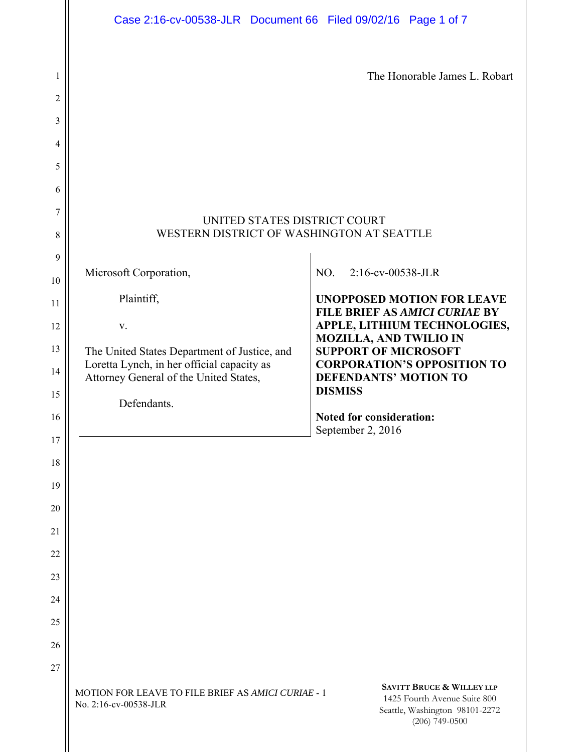The Honorable James L. Robart

UNITED STATES DISTRICT COURT
WESTERN DISTRICT OF WASHINGTON AT SEATTLE

| | |
|---|---|
| Microsoft Corporation,<br><br>Plaintiff,<br><br>v.<br><br>The United States Department of Justice, and Loretta Lynch, in her official capacity as Attorney General of the United States,<br><br>Defendants. | NO. 2:16-cv-00538-JLR<br><br>**UNOPPOSED MOTION FOR LEAVE FILE BRIEF AS *AMICI CURIAE* BY APPLE, LITHIUM TECHNOLOGIES, MOZILLA, AND TWILIO IN SUPPORT OF MICROSOFT CORPORATION'S OPPOSITION TO DEFENDANTS' MOTION TO DISMISS**<br><br>**Noted for consideration:**<br>September 2, 2016 |

MOTION FOR LEAVE TO FILE BRIEF AS *AMICI CURIAE* - 1
No. 2:16-cv-00538-JLR

SAVITT BRUCE & WILLEY LLP
1425 Fourth Avenue Suite 800
Seattle, Washington 98101-2272
(206) 749-0500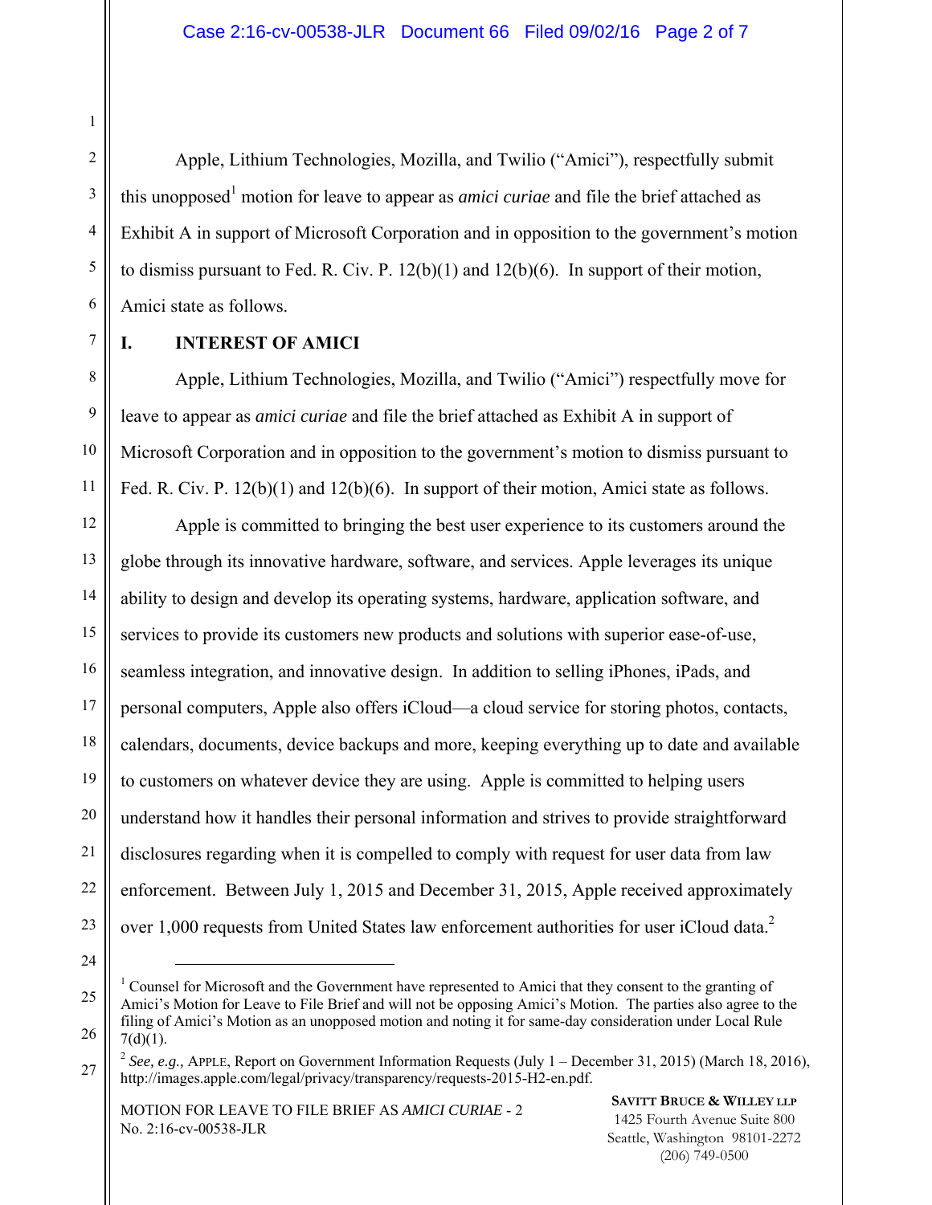Apple, Lithium Technologies, Mozilla, and Twilio ("Amici"), respectfully submit this unopposed[1] motion for leave to appear as *amici curiae* and file the brief attached as Exhibit A in support of Microsoft Corporation and in opposition to the government's motion to dismiss pursuant to Fed. R. Civ. P. 12(b)(1) and 12(b)(6). In support of their motion, Amici state as follows.

## I. INTEREST OF AMICI

Apple, Lithium Technologies, Mozilla, and Twilio ("Amici") respectfully move for leave to appear as *amici curiae* and file the brief attached as Exhibit A in support of Microsoft Corporation and in opposition to the government's motion to dismiss pursuant to Fed. R. Civ. P. 12(b)(1) and 12(b)(6). In support of their motion, Amici state as follows.

Apple is committed to bringing the best user experience to its customers around the globe through its innovative hardware, software, and services. Apple leverages its unique ability to design and develop its operating systems, hardware, application software, and services to provide its customers new products and solutions with superior ease-of-use, seamless integration, and innovative design. In addition to selling iPhones, iPads, and personal computers, Apple also offers iCloud—a cloud service for storing photos, contacts, calendars, documents, device backups and more, keeping everything up to date and available to customers on whatever device they are using. Apple is committed to helping users understand how it handles their personal information and strives to provide straightforward disclosures regarding when it is compelled to comply with request for user data from law enforcement. Between July 1, 2015 and December 31, 2015, Apple received approximately over 1,000 requests from United States law enforcement authorities for user iCloud data.[2]

---

[1] Counsel for Microsoft and the Government have represented to Amici that they consent to the granting of Amici's Motion for Leave to File Brief and will not be opposing Amici's Motion. The parties also agree to the filing of Amici's Motion as an unopposed motion and noting it for same-day consideration under Local Rule 7(d)(1).

[2] *See, e.g.*, APPLE, Report on Government Information Requests (July 1 – December 31, 2015) (March 18, 2016), http://images.apple.com/legal/privacy/transparency/requests-2015-H2-en.pdf.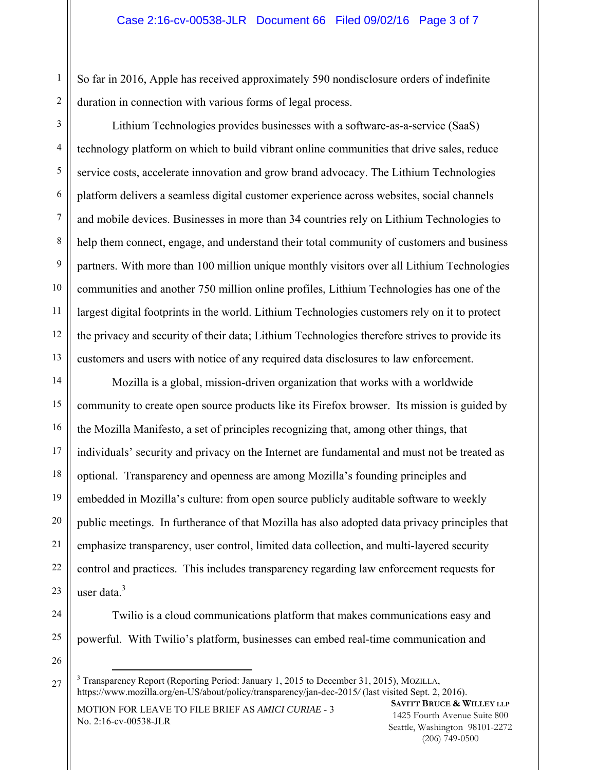So far in 2016, Apple has received approximately 590 nondisclosure orders of indefinite duration in connection with various forms of legal process.

Lithium Technologies provides businesses with a software-as-a-service (SaaS) technology platform on which to build vibrant online communities that drive sales, reduce service costs, accelerate innovation and grow brand advocacy. The Lithium Technologies platform delivers a seamless digital customer experience across websites, social channels and mobile devices. Businesses in more than 34 countries rely on Lithium Technologies to help them connect, engage, and understand their total community of customers and business partners. With more than 100 million unique monthly visitors over all Lithium Technologies communities and another 750 million online profiles, Lithium Technologies has one of the largest digital footprints in the world. Lithium Technologies customers rely on it to protect the privacy and security of their data; Lithium Technologies therefore strives to provide its customers and users with notice of any required data disclosures to law enforcement.

Mozilla is a global, mission-driven organization that works with a worldwide community to create open source products like its Firefox browser. Its mission is guided by the Mozilla Manifesto, a set of principles recognizing that, among other things, that individuals' security and privacy on the Internet are fundamental and must not be treated as optional. Transparency and openness are among Mozilla's founding principles and embedded in Mozilla's culture: from open source publicly auditable software to weekly public meetings. In furtherance of that Mozilla has also adopted data privacy principles that emphasize transparency, user control, limited data collection, and multi-layered security control and practices. This includes transparency regarding law enforcement requests for user data.[3]

Twilio is a cloud communications platform that makes communications easy and powerful. With Twilio's platform, businesses can embed real-time communication and

---

[3] Transparency Report (Reporting Period: January 1, 2015 to December 31, 2015), MOZILLA, https://www.mozilla.org/en-US/about/policy/transparency/jan-dec-2015/ (last visited Sept. 2, 2016).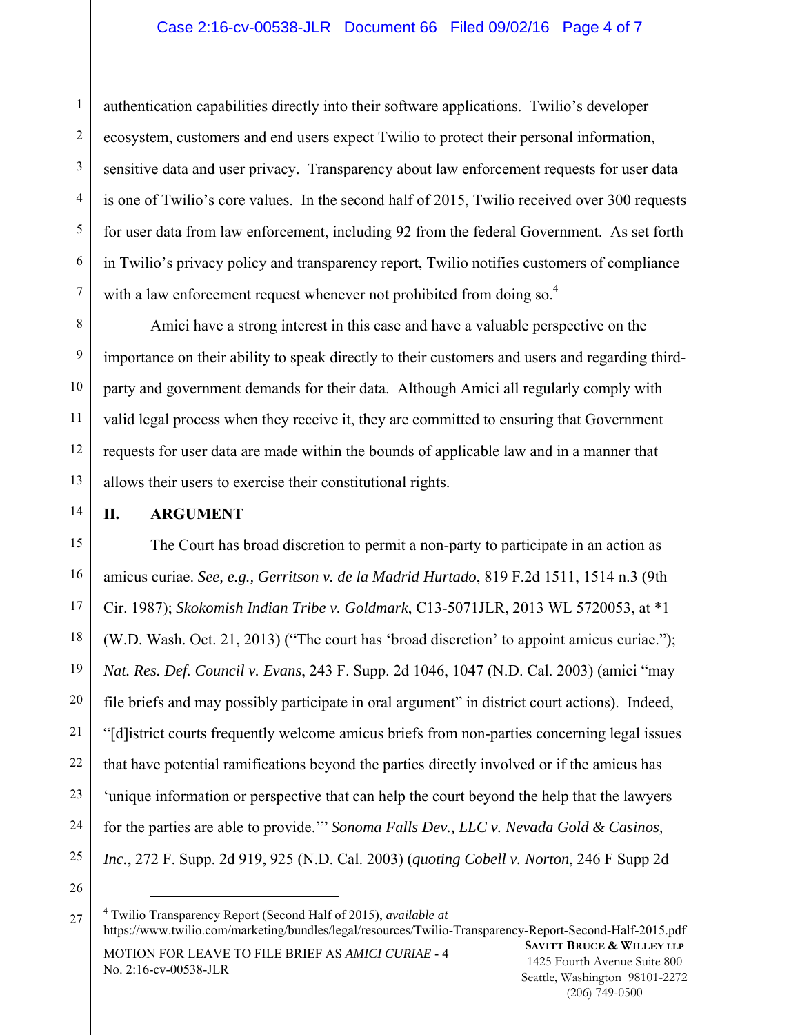authentication capabilities directly into their software applications. Twilio's developer ecosystem, customers and end users expect Twilio to protect their personal information, sensitive data and user privacy. Transparency about law enforcement requests for user data is one of Twilio's core values. In the second half of 2015, Twilio received over 300 requests for user data from law enforcement, including 92 from the federal Government. As set forth in Twilio's privacy policy and transparency report, Twilio notifies customers of compliance with a law enforcement request whenever not prohibited from doing so.[4]

Amici have a strong interest in this case and have a valuable perspective on the importance on their ability to speak directly to their customers and users and regarding third-party and government demands for their data. Although Amici all regularly comply with valid legal process when they receive it, they are committed to ensuring that Government requests for user data are made within the bounds of applicable law and in a manner that allows their users to exercise their constitutional rights.

## II. ARGUMENT

The Court has broad discretion to permit a non-party to participate in an action as amicus curiae. *See, e.g., Gerritson v. de la Madrid Hurtado*, 819 F.2d 1511, 1514 n.3 (9th Cir. 1987); *Skokomish Indian Tribe v. Goldmark*, C13-5071JLR, 2013 WL 5720053, at *1 (W.D. Wash. Oct. 21, 2013) ("The court has 'broad discretion' to appoint amicus curiae."); *Nat. Res. Def. Council v. Evans*, 243 F. Supp. 2d 1046, 1047 (N.D. Cal. 2003) (amici "may file briefs and may possibly participate in oral argument" in district court actions). Indeed, "[d]istrict courts frequently welcome amicus briefs from non-parties concerning legal issues that have potential ramifications beyond the parties directly involved or if the amicus has 'unique information or perspective that can help the court beyond the help that the lawyers for the parties are able to provide.'" *Sonoma Falls Dev., LLC v. Nevada Gold & Casinos, Inc.*, 272 F. Supp. 2d 919, 925 (N.D. Cal. 2003) (*quoting Cobell v. Norton*, 246 F Supp 2d

[4] Twilio Transparency Report (Second Half of 2015), *available at* https://www.twilio.com/marketing/bundles/legal/resources/Twilio-Transparency-Report-Second-Half-2015.pdf

MOTION FOR LEAVE TO FILE BRIEF AS *AMICI CURIAE* - 4
No. 2:16-cv-00538-JLR

SAVITT BRUCE & WILLEY LLP
1425 Fourth Avenue Suite 800
Seattle, Washington 98101-2272
(206) 749-0500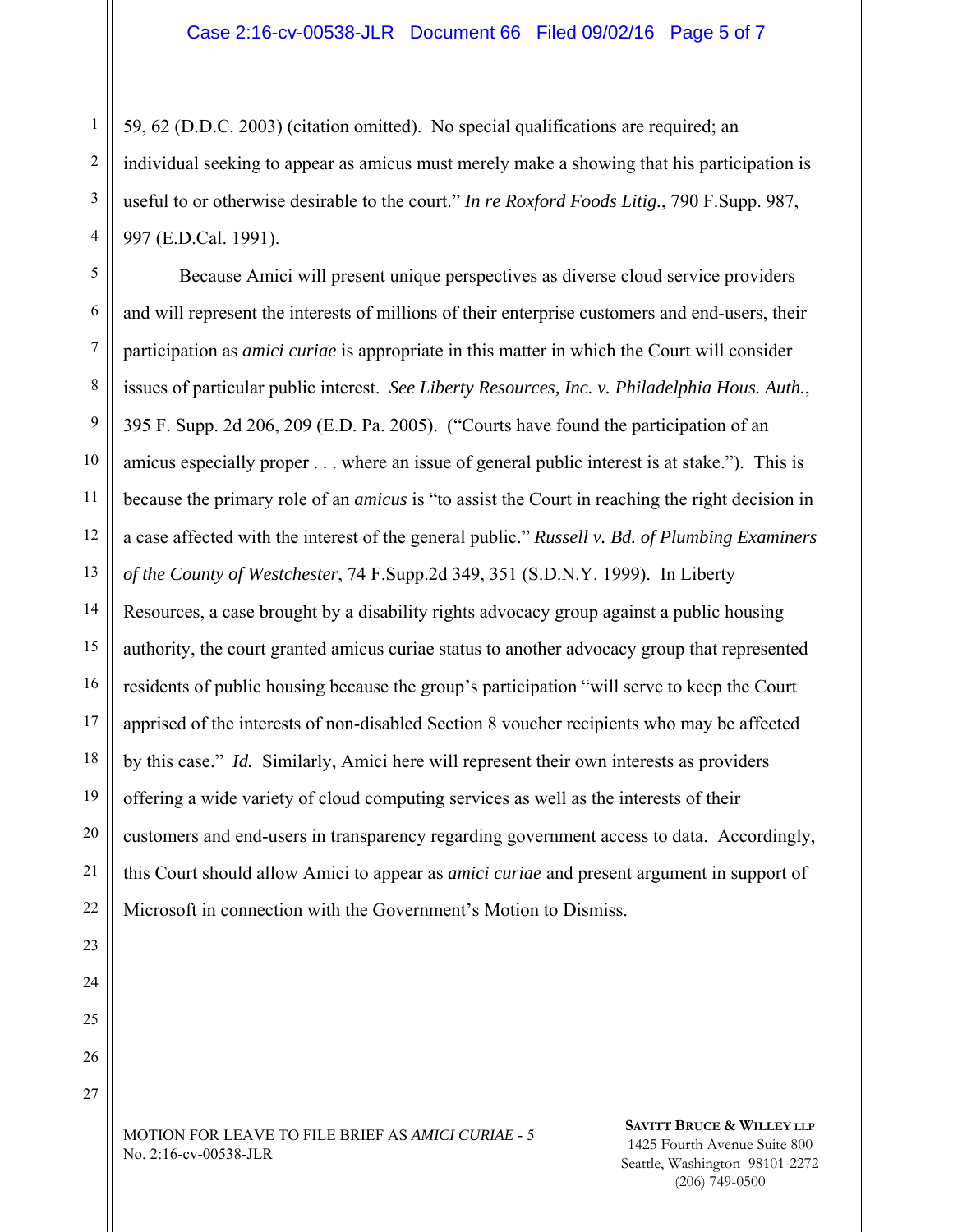59, 62 (D.D.C. 2003) (citation omitted). No special qualifications are required; an individual seeking to appear as amicus must merely make a showing that his participation is useful to or otherwise desirable to the court." *In re Roxford Foods Litig.*, 790 F.Supp. 987, 997 (E.D.Cal. 1991).

Because Amici will present unique perspectives as diverse cloud service providers and will represent the interests of millions of their enterprise customers and end-users, their participation as *amici curiae* is appropriate in this matter in which the Court will consider issues of particular public interest. *See Liberty Resources, Inc. v. Philadelphia Hous. Auth.*, 395 F. Supp. 2d 206, 209 (E.D. Pa. 2005). ("Courts have found the participation of an amicus especially proper . . . where an issue of general public interest is at stake."). This is because the primary role of an *amicus* is "to assist the Court in reaching the right decision in a case affected with the interest of the general public." *Russell v. Bd. of Plumbing Examiners of the County of Westchester*, 74 F.Supp.2d 349, 351 (S.D.N.Y. 1999). In Liberty Resources, a case brought by a disability rights advocacy group against a public housing authority, the court granted amicus curiae status to another advocacy group that represented residents of public housing because the group's participation "will serve to keep the Court apprised of the interests of non-disabled Section 8 voucher recipients who may be affected by this case." *Id.* Similarly, Amici here will represent their own interests as providers offering a wide variety of cloud computing services as well as the interests of their customers and end-users in transparency regarding government access to data. Accordingly, this Court should allow Amici to appear as *amici curiae* and present argument in support of Microsoft in connection with the Government's Motion to Dismiss.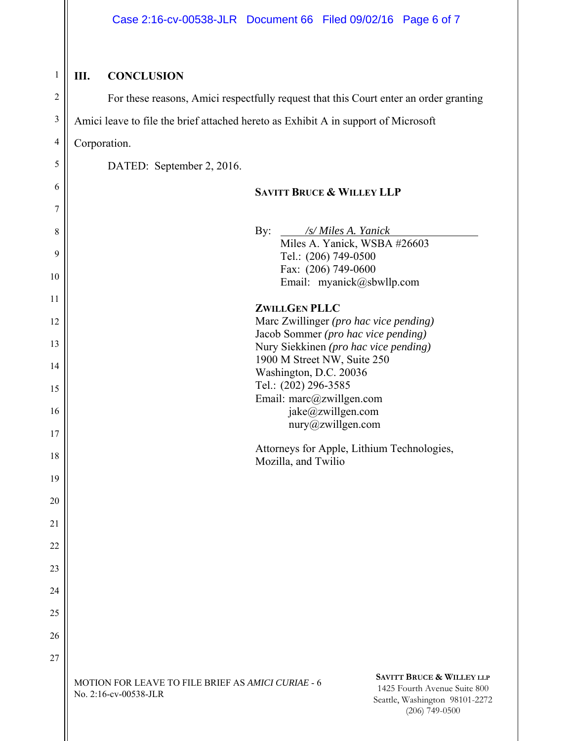## III. CONCLUSION

For these reasons, Amici respectfully request that this Court enter an order granting Amici leave to file the brief attached hereto as Exhibit A in support of Microsoft Corporation.

DATED: September 2, 2016.

**SAVITT BRUCE & WILLEY LLP**

By: */s/ Miles A. Yanick*
Miles A. Yanick, WSBA #26603
Tel.: (206) 749-0500
Fax: (206) 749-0600
Email: myanick@sbwllp.com

**ZWILLGEN PLLC**
Marc Zwillinger *(pro hac vice pending)*
Jacob Sommer *(pro hac vice pending)*
Nury Siekkinen *(pro hac vice pending)*
1900 M Street NW, Suite 250
Washington, D.C. 20036
Tel.: (202) 296-3585
Email: marc@zwillgen.com
jake@zwillgen.com
nury@zwillgen.com

Attorneys for Apple, Lithium Technologies, Mozilla, and Twilio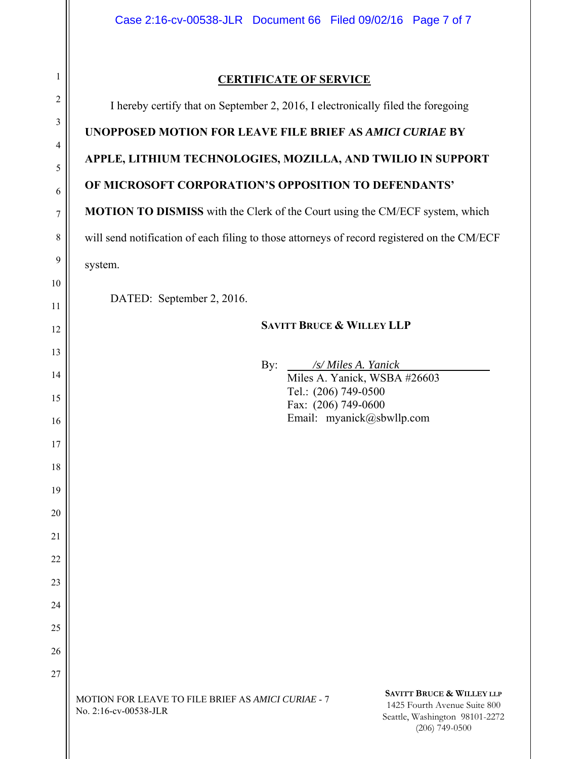## CERTIFICATE OF SERVICE

I hereby certify that on September 2, 2016, I electronically filed the foregoing **UNOPPOSED MOTION FOR LEAVE FILE BRIEF AS *AMICI CURIAE* BY APPLE, LITHIUM TECHNOLOGIES, MOZILLA, AND TWILIO IN SUPPORT OF MICROSOFT CORPORATION'S OPPOSITION TO DEFENDANTS' MOTION TO DISMISS** with the Clerk of the Court using the CM/ECF system, which will send notification of each filing to those attorneys of record registered on the CM/ECF system.

DATED: September 2, 2016.

**SAVITT BRUCE & WILLEY LLP**

By: */s/ Miles A. Yanick*
Miles A. Yanick, WSBA #26603
Tel.: (206) 749-0500
Fax: (206) 749-0600
Email: myanick@sbwllp.com

MOTION FOR LEAVE TO FILE BRIEF AS *AMICI CURIAE* - 7
No. 2:16-cv-00538-JLR

**SAVITT BRUCE & WILLEY LLP**
1425 Fourth Avenue Suite 800
Seattle, Washington 98101-2272
(206) 749-0500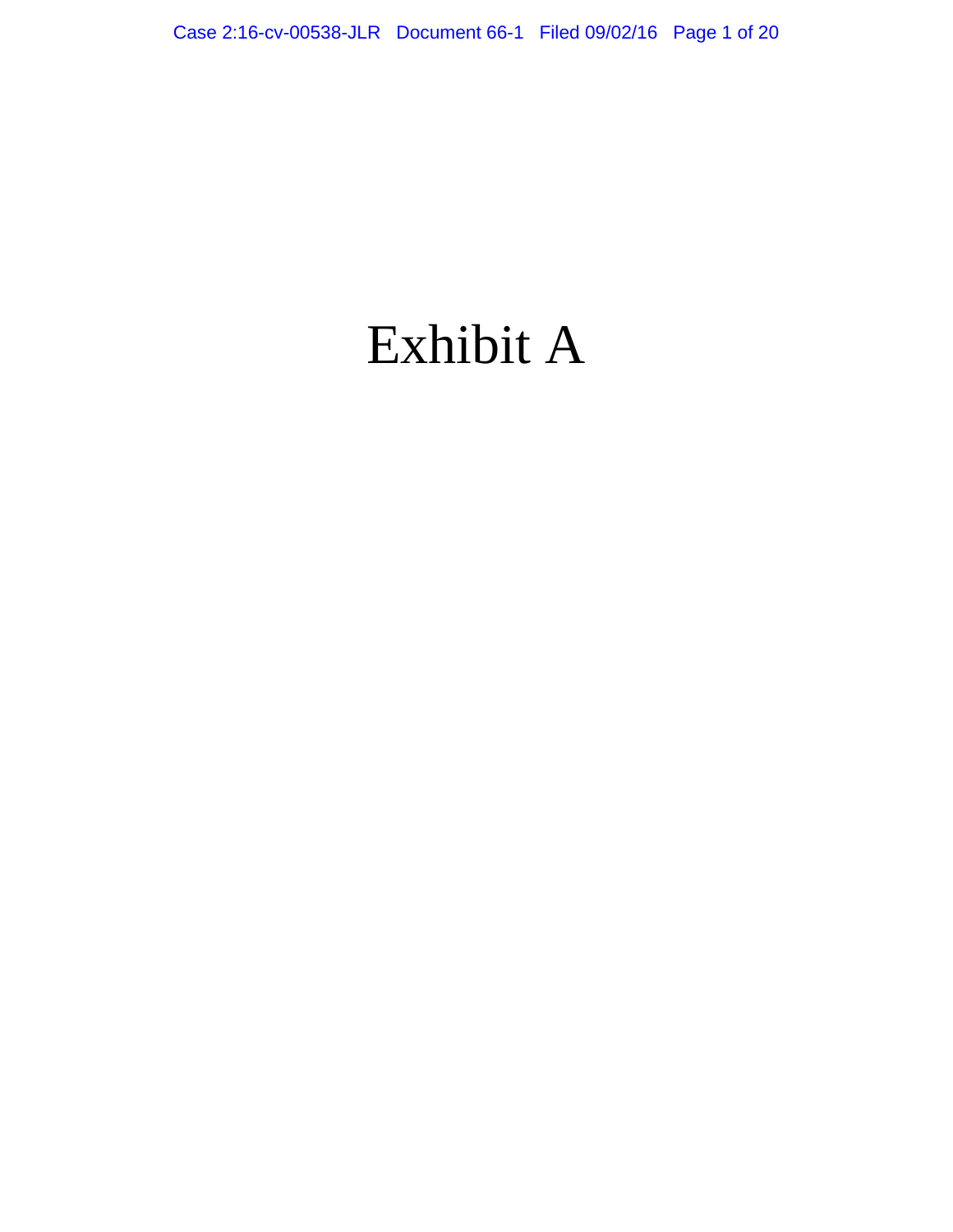# Exhibit A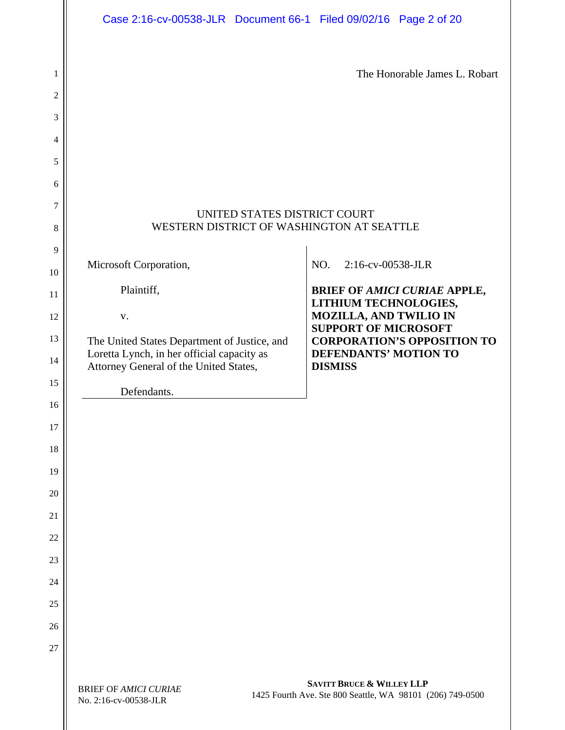The Honorable James L. Robart

UNITED STATES DISTRICT COURT
WESTERN DISTRICT OF WASHINGTON AT SEATTLE

| | |
|---|---|
| Microsoft Corporation,<br><br>Plaintiff,<br><br>v.<br><br>The United States Department of Justice, and Loretta Lynch, in her official capacity as Attorney General of the United States,<br><br>Defendants. | NO. 2:16-cv-00538-JLR<br><br>**BRIEF OF *AMICI CURIAE* APPLE, LITHIUM TECHNOLOGIES, MOZILLA, AND TWILIO IN SUPPORT OF MICROSOFT CORPORATION'S OPPOSITION TO DEFENDANTS' MOTION TO DISMISS** |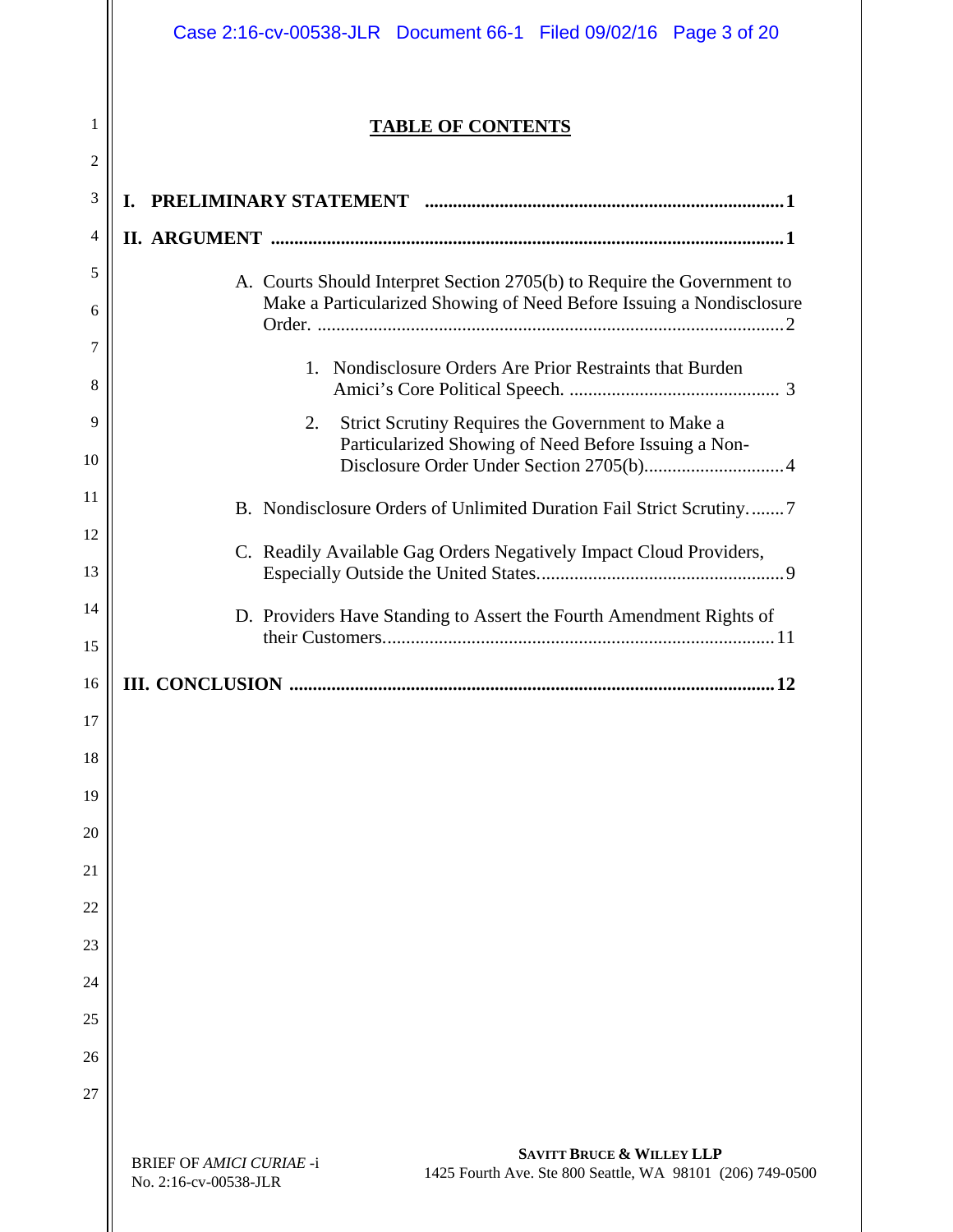**TABLE OF CONTENTS**

**I. PRELIMINARY STATEMENT .............................................................................. 1**

**II. ARGUMENT ............................................................................................................ 1**

A. Courts Should Interpret Section 2705(b) to Require the Government to Make a Particularized Showing of Need Before Issuing a Nondisclosure Order. ................................................................................................. 2

1. Nondisclosure Orders Are Prior Restraints that Burden Amici's Core Political Speech. ............................................ 3

2. Strict Scrutiny Requires the Government to Make a Particularized Showing of Need Before Issuing a Non-Disclosure Order Under Section 2705(b)............................. 4

B. Nondisclosure Orders of Unlimited Duration Fail Strict Scrutiny. ....... 7

C. Readily Available Gag Orders Negatively Impact Cloud Providers, Especially Outside the United States.................................................... 9

D. Providers Have Standing to Assert the Fourth Amendment Rights of their Customers.................................................................................. 11

**III. CONCLUSION ...................................................................................................... 12**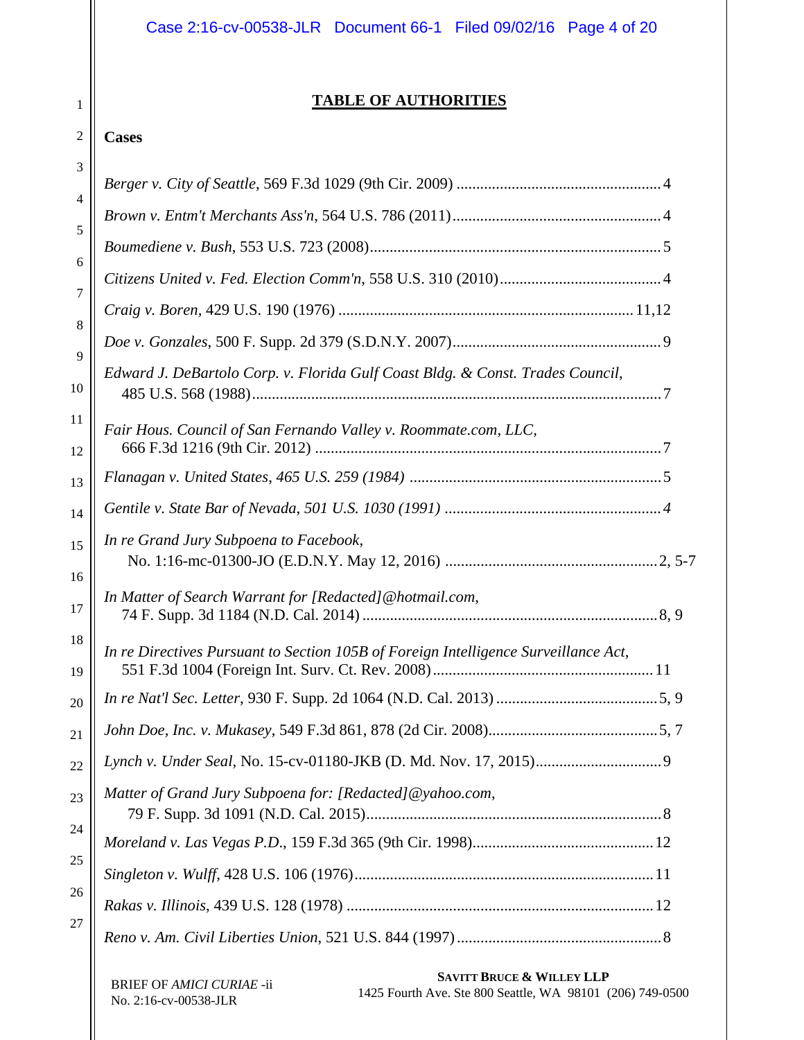# TABLE OF AUTHORITIES

## Cases

*Berger v. City of Seattle*, 569 F.3d 1029 (9th Cir. 2009) .................................................... 4

*Brown v. Entm't Merchants Ass'n*, 564 U.S. 786 (2011)..................................................... 4

*Boumediene v. Bush*, 553 U.S. 723 (2008).......................................................................... 5

*Citizens United v. Fed. Election Comm'n*, 558 U.S. 310 (2010)......................................... 4

*Craig v. Boren*, 429 U.S. 190 (1976) .......................................................................... 11,12

*Doe v. Gonzales*, 500 F. Supp. 2d 379 (S.D.N.Y. 2007)..................................................... 9

*Edward J. DeBartolo Corp. v. Florida Gulf Coast Bldg. & Const. Trades Council*, 485 U.S. 568 (1988)......................................................................................................... 7

*Fair Hous. Council of San Fernando Valley v. Roommate.com, LLC*, 666 F.3d 1216 (9th Cir. 2012) ........................................................................................ 7

*Flanagan v. United States, 465 U.S. 259 (1984)* ................................................................ 5

*Gentile v. State Bar of Nevada, 501 U.S. 1030 (1991)* ....................................................... *4*

*In re Grand Jury Subpoena to Facebook*, No. 1:16-mc-01300-JO (E.D.N.Y. May 12, 2016) ...................................................... 2, 5-7

*In Matter of Search Warrant for [Redacted]@hotmail.com*, 74 F. Supp. 3d 1184 (N.D. Cal. 2014) ........................................................................... 8, 9

*In re Directives Pursuant to Section 105B of Foreign Intelligence Surveillance Act*, 551 F.3d 1004 (Foreign Int. Surv. Ct. Rev. 2008)........................................................ 11

*In re Nat'l Sec. Letter*, 930 F. Supp. 2d 1064 (N.D. Cal. 2013) ......................................... 5, 9

*John Doe, Inc. v. Mukasey*, 549 F.3d 861, 878 (2d Cir. 2008)........................................... 5, 7

*Lynch v. Under Seal*, No. 15-cv-01180-JKB (D. Md. Nov. 17, 2015)................................ 9

*Matter of Grand Jury Subpoena for: [Redacted]@yahoo.com*, 79 F. Supp. 3d 1091 (N.D. Cal. 2015)........................................................................... 8

*Moreland v. Las Vegas P.D.*, 159 F.3d 365 (9th Cir. 1998).............................................. 12

*Singleton v. Wulff*, 428 U.S. 106 (1976)............................................................................ 11

*Rakas v. Illinois*, 439 U.S. 128 (1978) .............................................................................. 12

*Reno v. Am. Civil Liberties Union*, 521 U.S. 844 (1997)..................................................... 8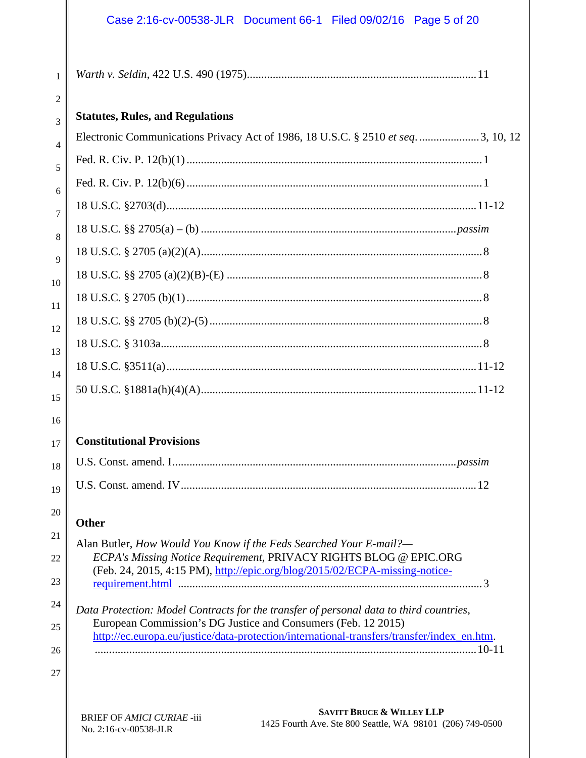*Warth v. Seldin*, 422 U.S. 490 (1975)....................11

**Statutes, Rules, and Regulations**

Electronic Communications Privacy Act of 1986, 18 U.S.C. § 2510 *et seq.*....................3, 10, 12

Fed. R. Civ. P. 12(b)(1)....................1

Fed. R. Civ. P. 12(b)(6)....................1

18 U.S.C. §2703(d)....................11-12

18 U.S.C. §§ 2705(a) – (b)....................*passim*

18 U.S.C. § 2705 (a)(2)(A)....................8

18 U.S.C. §§ 2705 (a)(2)(B)-(E)....................8

18 U.S.C. § 2705 (b)(1)....................8

18 U.S.C. §§ 2705 (b)(2)-(5)....................8

18 U.S.C. § 3103a....................8

18 U.S.C. §3511(a)....................11-12

50 U.S.C. §1881a(h)(4)(A)....................11-12

**Constitutional Provisions**

U.S. Const. amend. I....................*passim*

U.S. Const. amend. IV....................12

**Other**

Alan Butler, *How Would You Know if the Feds Searched Your E-mail?—ECPA's Missing Notice Requirement*, PRIVACY RIGHTS BLOG @ EPIC.ORG (Feb. 24, 2015, 4:15 PM), http://epic.org/blog/2015/02/ECPA-missing-notice-requirement.html....................3

*Data Protection: Model Contracts for the transfer of personal data to third countries*, European Commission's DG Justice and Consumers (Feb. 12 2015) http://ec.europa.eu/justice/data-protection/international-transfers/transfer/index_en.htm. ....................10-11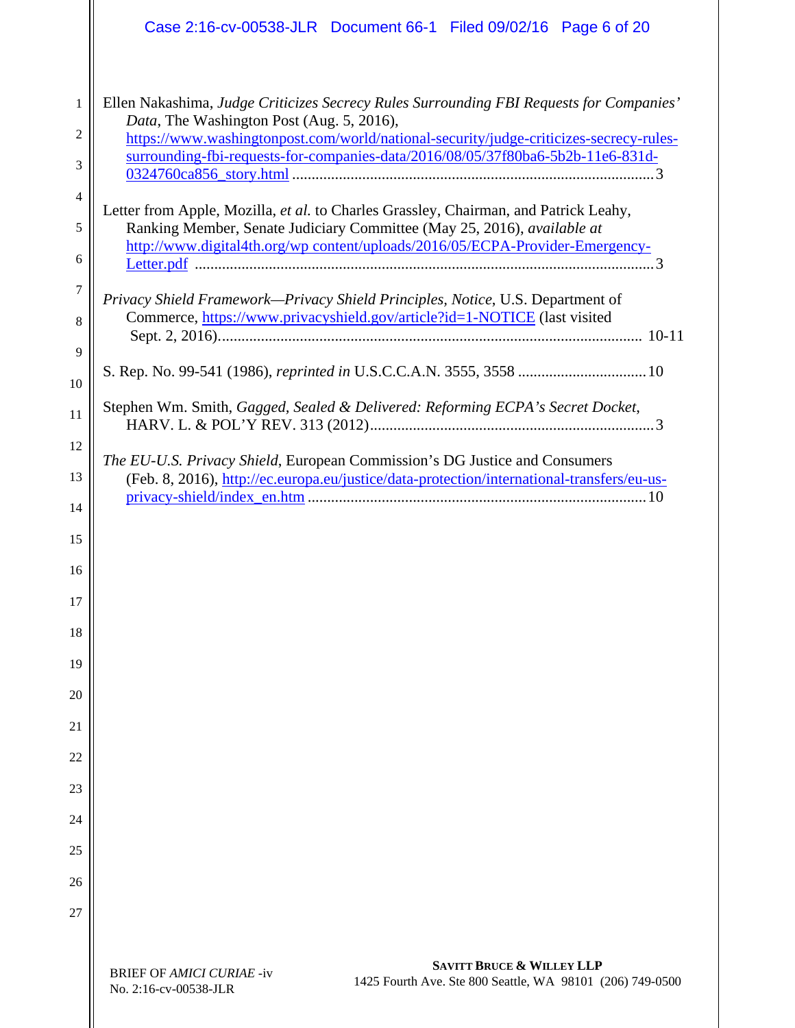Ellen Nakashima, *Judge Criticizes Secrecy Rules Surrounding FBI Requests for Companies' Data*, The Washington Post (Aug. 5, 2016), https://www.washingtonpost.com/world/national-security/judge-criticizes-secrecy-rules-surrounding-fbi-requests-for-companies-data/2016/08/05/37f80ba6-5b2b-11e6-831d-0324760ca856_story.html ....................................................................................... 3

Letter from Apple, Mozilla, *et al.* to Charles Grassley, Chairman, and Patrick Leahy, Ranking Member, Senate Judiciary Committee (May 25, 2016), *available at* http://www.digital4th.org/wp content/uploads/2016/05/ECPA-Provider-Emergency-Letter.pdf ....................................................................................................... 3

*Privacy Shield Framework—Privacy Shield Principles, Notice*, U.S. Department of Commerce, https://www.privacyshield.gov/article?id=1-NOTICE (last visited Sept. 2, 2016)........................................................................................................ 10-11

S. Rep. No. 99-541 (1986), *reprinted in* U.S.C.C.A.N. 3555, 3558 ................................ 10

Stephen Wm. Smith, *Gagged, Sealed & Delivered: Reforming ECPA's Secret Docket*, HARV. L. & POL'Y REV. 313 (2012)........................................................................ 3

*The EU-U.S. Privacy Shield*, European Commission's DG Justice and Consumers (Feb. 8, 2016), http://ec.europa.eu/justice/data-protection/international-transfers/eu-us-privacy-shield/index_en.htm ...................................................................................... 10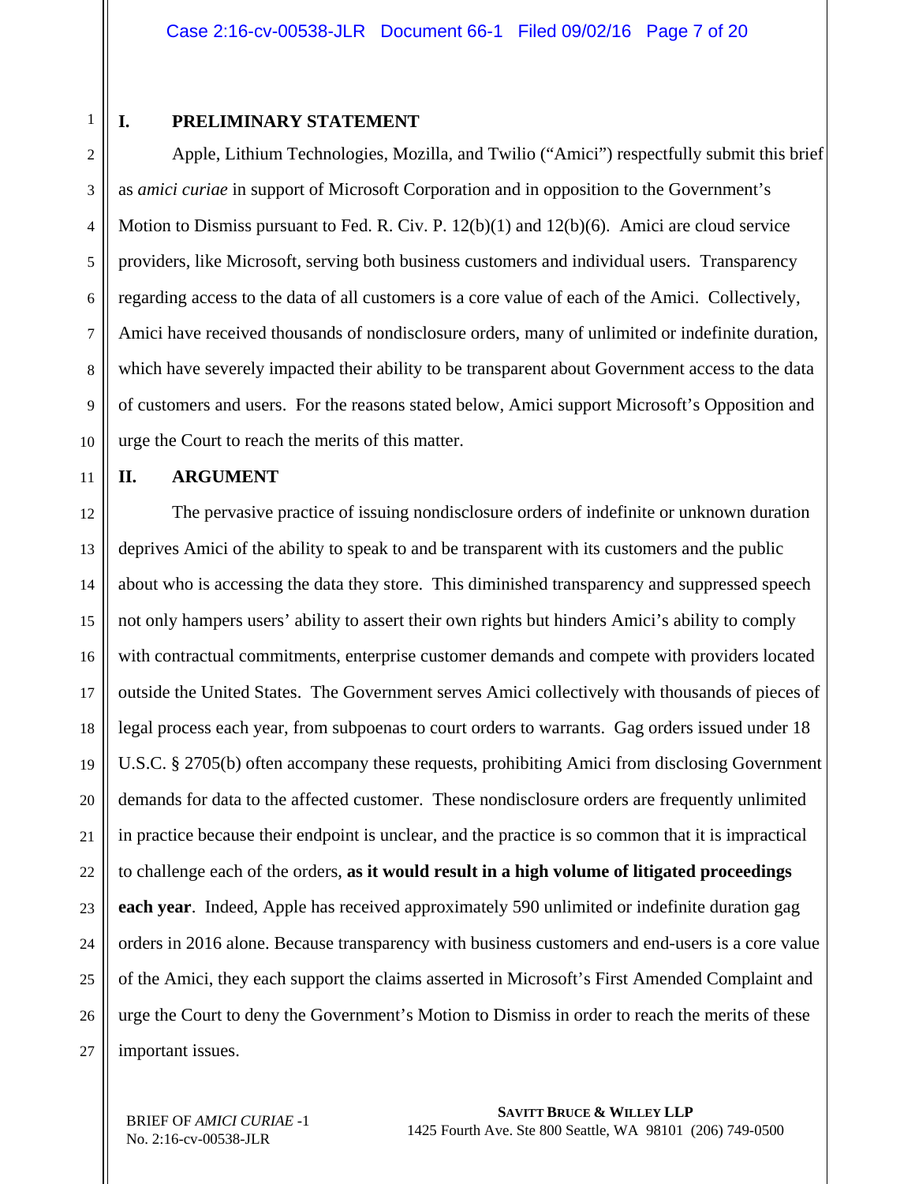## I. PRELIMINARY STATEMENT

Apple, Lithium Technologies, Mozilla, and Twilio ("Amici") respectfully submit this brief as *amici curiae* in support of Microsoft Corporation and in opposition to the Government's Motion to Dismiss pursuant to Fed. R. Civ. P. 12(b)(1) and 12(b)(6). Amici are cloud service providers, like Microsoft, serving both business customers and individual users. Transparency regarding access to the data of all customers is a core value of each of the Amici. Collectively, Amici have received thousands of nondisclosure orders, many of unlimited or indefinite duration, which have severely impacted their ability to be transparent about Government access to the data of customers and users. For the reasons stated below, Amici support Microsoft's Opposition and urge the Court to reach the merits of this matter.

## II. ARGUMENT

The pervasive practice of issuing nondisclosure orders of indefinite or unknown duration deprives Amici of the ability to speak to and be transparent with its customers and the public about who is accessing the data they store. This diminished transparency and suppressed speech not only hampers users' ability to assert their own rights but hinders Amici's ability to comply with contractual commitments, enterprise customer demands and compete with providers located outside the United States. The Government serves Amici collectively with thousands of pieces of legal process each year, from subpoenas to court orders to warrants. Gag orders issued under 18 U.S.C. § 2705(b) often accompany these requests, prohibiting Amici from disclosing Government demands for data to the affected customer. These nondisclosure orders are frequently unlimited in practice because their endpoint is unclear, and the practice is so common that it is impractical to challenge each of the orders, **as it would result in a high volume of litigated proceedings each year**. Indeed, Apple has received approximately 590 unlimited or indefinite duration gag orders in 2016 alone. Because transparency with business customers and end-users is a core value of the Amici, they each support the claims asserted in Microsoft's First Amended Complaint and urge the Court to deny the Government's Motion to Dismiss in order to reach the merits of these important issues.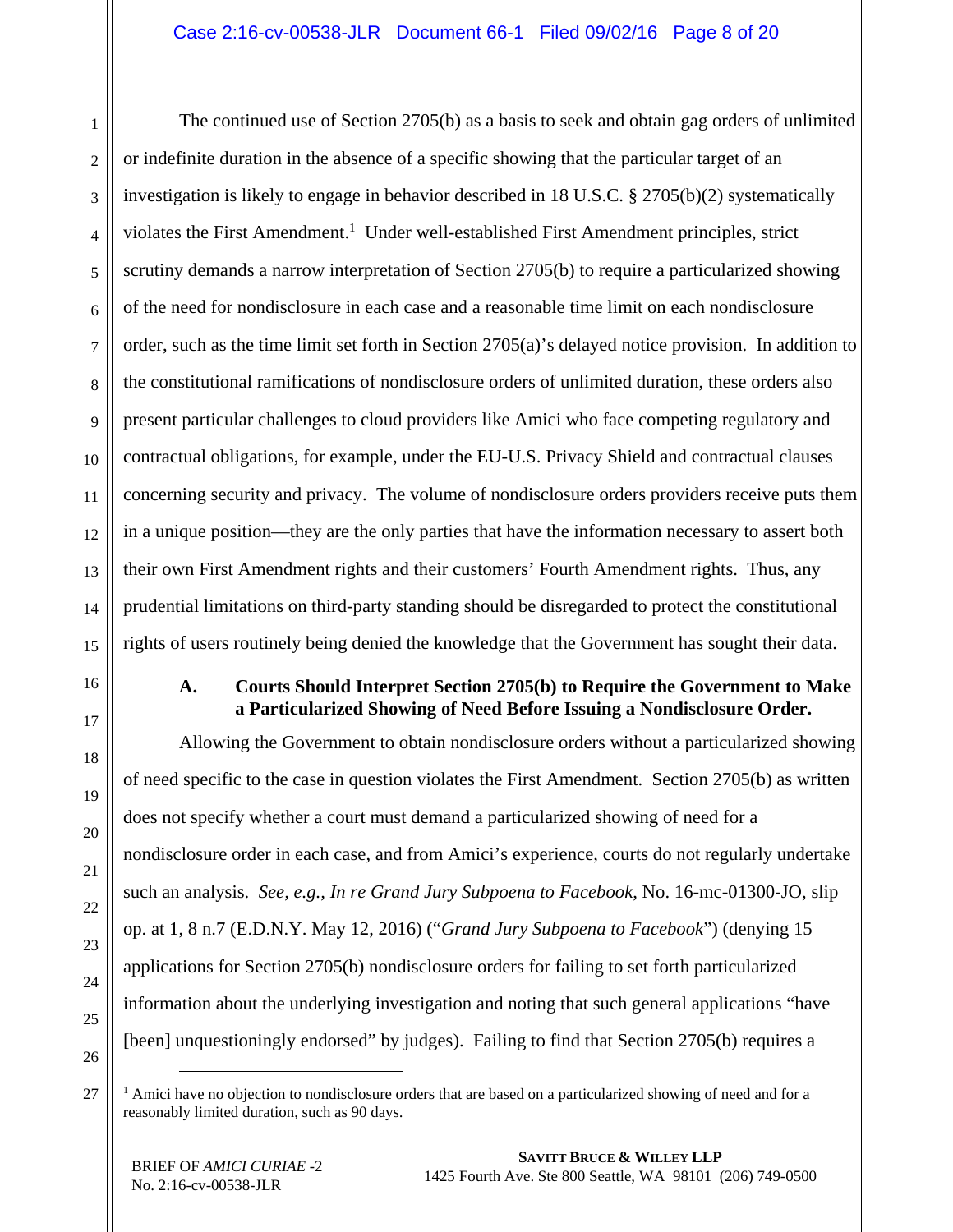The continued use of Section 2705(b) as a basis to seek and obtain gag orders of unlimited or indefinite duration in the absence of a specific showing that the particular target of an investigation is likely to engage in behavior described in 18 U.S.C. § 2705(b)(2) systematically violates the First Amendment.[1] Under well-established First Amendment principles, strict scrutiny demands a narrow interpretation of Section 2705(b) to require a particularized showing of the need for nondisclosure in each case and a reasonable time limit on each nondisclosure order, such as the time limit set forth in Section 2705(a)'s delayed notice provision. In addition to the constitutional ramifications of nondisclosure orders of unlimited duration, these orders also present particular challenges to cloud providers like Amici who face competing regulatory and contractual obligations, for example, under the EU-U.S. Privacy Shield and contractual clauses concerning security and privacy. The volume of nondisclosure orders providers receive puts them in a unique position—they are the only parties that have the information necessary to assert both their own First Amendment rights and their customers' Fourth Amendment rights. Thus, any prudential limitations on third-party standing should be disregarded to protect the constitutional rights of users routinely being denied the knowledge that the Government has sought their data.

### A. Courts Should Interpret Section 2705(b) to Require the Government to Make a Particularized Showing of Need Before Issuing a Nondisclosure Order.

Allowing the Government to obtain nondisclosure orders without a particularized showing of need specific to the case in question violates the First Amendment. Section 2705(b) as written does not specify whether a court must demand a particularized showing of need for a nondisclosure order in each case, and from Amici's experience, courts do not regularly undertake such an analysis. *See, e.g., In re Grand Jury Subpoena to Facebook*, No. 16-mc-01300-JO, slip op. at 1, 8 n.7 (E.D.N.Y. May 12, 2016) ("*Grand Jury Subpoena to Facebook*") (denying 15 applications for Section 2705(b) nondisclosure orders for failing to set forth particularized information about the underlying investigation and noting that such general applications "have [been] unquestioningly endorsed" by judges). Failing to find that Section 2705(b) requires a

[1] Amici have no objection to nondisclosure orders that are based on a particularized showing of need and for a reasonably limited duration, such as 90 days.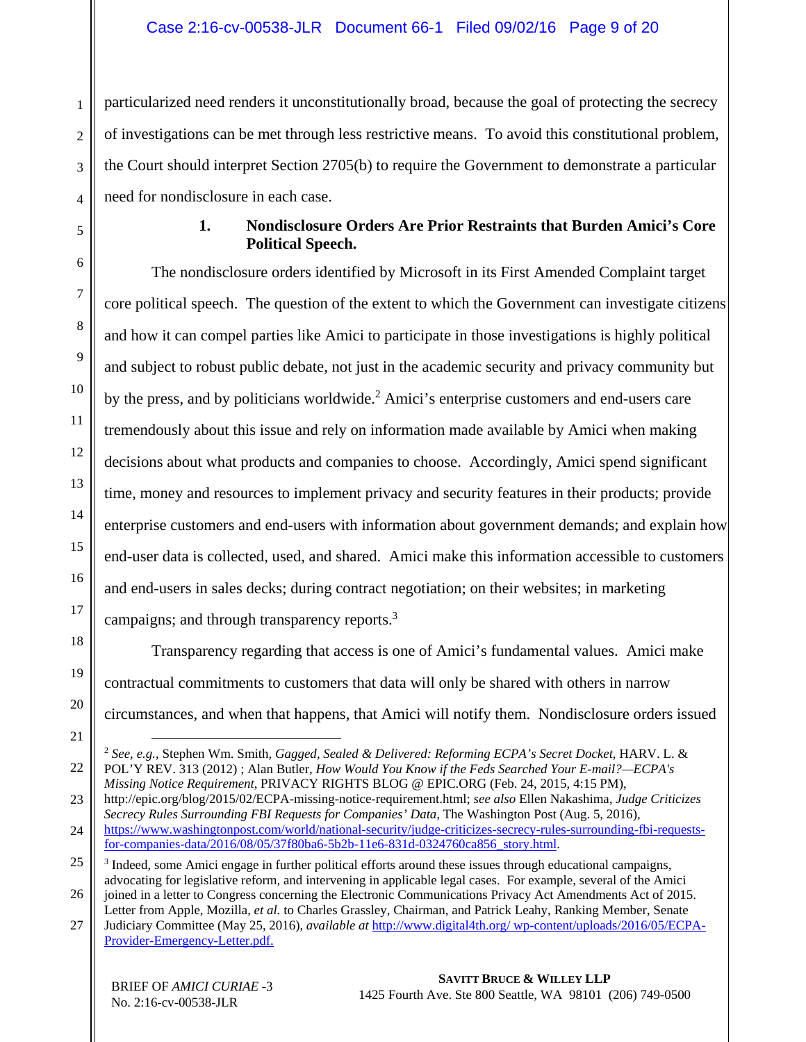particularized need renders it unconstitutionally broad, because the goal of protecting the secrecy of investigations can be met through less restrictive means. To avoid this constitutional problem, the Court should interpret Section 2705(b) to require the Government to demonstrate a particular need for nondisclosure in each case.

### 1. Nondisclosure Orders Are Prior Restraints that Burden Amici's Core Political Speech.

The nondisclosure orders identified by Microsoft in its First Amended Complaint target core political speech. The question of the extent to which the Government can investigate citizens and how it can compel parties like Amici to participate in those investigations is highly political and subject to robust public debate, not just in the academic security and privacy community but by the press, and by politicians worldwide.[2] Amici's enterprise customers and end-users care tremendously about this issue and rely on information made available by Amici when making decisions about what products and companies to choose. Accordingly, Amici spend significant time, money and resources to implement privacy and security features in their products; provide enterprise customers and end-users with information about government demands; and explain how end-user data is collected, used, and shared. Amici make this information accessible to customers and end-users in sales decks; during contract negotiation; on their websites; in marketing campaigns; and through transparency reports.[3]

Transparency regarding that access is one of Amici's fundamental values. Amici make contractual commitments to customers that data will only be shared with others in narrow circumstances, and when that happens, that Amici will notify them. Nondisclosure orders issued

---

[2] *See, e.g.*, Stephen Wm. Smith, *Gagged, Sealed & Delivered: Reforming ECPA's Secret Docket*, HARV. L. & POL'Y REV. 313 (2012) ; Alan Butler, *How Would You Know if the Feds Searched Your E-mail?—ECPA's Missing Notice Requirement*, PRIVACY RIGHTS BLOG @ EPIC.ORG (Feb. 24, 2015, 4:15 PM), http://epic.org/blog/2015/02/ECPA-missing-notice-requirement.html; *see also* Ellen Nakashima, *Judge Criticizes Secrecy Rules Surrounding FBI Requests for Companies' Data*, The Washington Post (Aug. 5, 2016), https://www.washingtonpost.com/world/national-security/judge-criticizes-secrecy-rules-surrounding-fbi-requests-for-companies-data/2016/08/05/37f80ba6-5b2b-11e6-831d-0324760ca856_story.html.

[3] Indeed, some Amici engage in further political efforts around these issues through educational campaigns, advocating for legislative reform, and intervening in applicable legal cases. For example, several of the Amici joined in a letter to Congress concerning the Electronic Communications Privacy Act Amendments Act of 2015. Letter from Apple, Mozilla, *et al.* to Charles Grassley, Chairman, and Patrick Leahy, Ranking Member, Senate Judiciary Committee (May 25, 2016), *available at* http://www.digital4th.org/ wp-content/uploads/2016/05/ECPA-Provider-Emergency-Letter.pdf.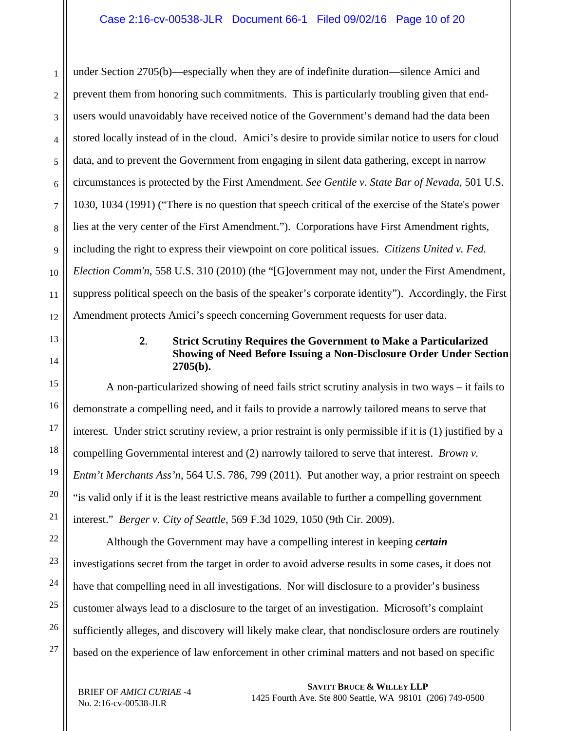under Section 2705(b)—especially when they are of indefinite duration—silence Amici and prevent them from honoring such commitments. This is particularly troubling given that end-users would unavoidably have received notice of the Government's demand had the data been stored locally instead of in the cloud. Amici's desire to provide similar notice to users for cloud data, and to prevent the Government from engaging in silent data gathering, except in narrow circumstances is protected by the First Amendment. *See Gentile v. State Bar of Nevada*, 501 U.S. 1030, 1034 (1991) ("There is no question that speech critical of the exercise of the State's power lies at the very center of the First Amendment."). Corporations have First Amendment rights, including the right to express their viewpoint on core political issues. *Citizens United v. Fed. Election Comm'n*, 558 U.S. 310 (2010) (the "[G]overnment may not, under the First Amendment, suppress political speech on the basis of the speaker's corporate identity"). Accordingly, the First Amendment protects Amici's speech concerning Government requests for user data.

### 2. Strict Scrutiny Requires the Government to Make a Particularized Showing of Need Before Issuing a Non-Disclosure Order Under Section 2705(b).

A non-particularized showing of need fails strict scrutiny analysis in two ways – it fails to demonstrate a compelling need, and it fails to provide a narrowly tailored means to serve that interest. Under strict scrutiny review, a prior restraint is only permissible if it is (1) justified by a compelling Governmental interest and (2) narrowly tailored to serve that interest. *Brown v. Entm't Merchants Ass'n*, 564 U.S. 786, 799 (2011). Put another way, a prior restraint on speech "is valid only if it is the least restrictive means available to further a compelling government interest." *Berger v. City of Seattle*, 569 F.3d 1029, 1050 (9th Cir. 2009).

Although the Government may have a compelling interest in keeping ***certain*** investigations secret from the target in order to avoid adverse results in some cases, it does not have that compelling need in all investigations. Nor will disclosure to a provider's business customer always lead to a disclosure to the target of an investigation. Microsoft's complaint sufficiently alleges, and discovery will likely make clear, that nondisclosure orders are routinely based on the experience of law enforcement in other criminal matters and not based on specific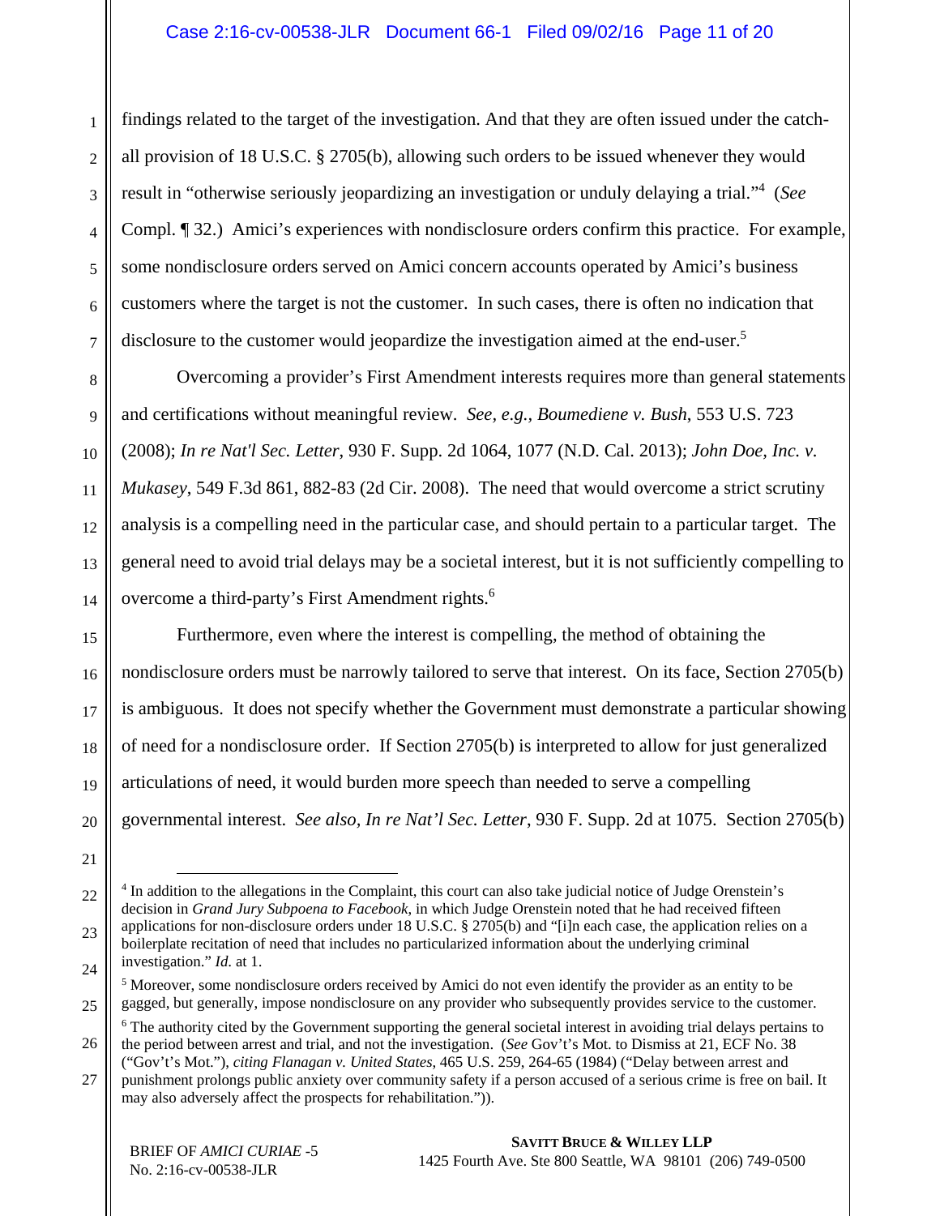findings related to the target of the investigation. And that they are often issued under the catch-all provision of 18 U.S.C. § 2705(b), allowing such orders to be issued whenever they would result in "otherwise seriously jeopardizing an investigation or unduly delaying a trial."[4] (*See* Compl. ¶ 32.) Amici's experiences with nondisclosure orders confirm this practice. For example, some nondisclosure orders served on Amici concern accounts operated by Amici's business customers where the target is not the customer. In such cases, there is often no indication that disclosure to the customer would jeopardize the investigation aimed at the end-user.[5]

Overcoming a provider's First Amendment interests requires more than general statements and certifications without meaningful review. *See, e.g., Boumediene v. Bush*, 553 U.S. 723 (2008); *In re Nat'l Sec. Letter*, 930 F. Supp. 2d 1064, 1077 (N.D. Cal. 2013); *John Doe, Inc. v. Mukasey*, 549 F.3d 861, 882-83 (2d Cir. 2008). The need that would overcome a strict scrutiny analysis is a compelling need in the particular case, and should pertain to a particular target. The general need to avoid trial delays may be a societal interest, but it is not sufficiently compelling to overcome a third-party's First Amendment rights.[6]

Furthermore, even where the interest is compelling, the method of obtaining the nondisclosure orders must be narrowly tailored to serve that interest. On its face, Section 2705(b) is ambiguous. It does not specify whether the Government must demonstrate a particular showing of need for a nondisclosure order. If Section 2705(b) is interpreted to allow for just generalized articulations of need, it would burden more speech than needed to serve a compelling governmental interest. *See also, In re Nat'l Sec. Letter*, 930 F. Supp. 2d at 1075. Section 2705(b)

[4] In addition to the allegations in the Complaint, this court can also take judicial notice of Judge Orenstein's decision in *Grand Jury Subpoena to Facebook*, in which Judge Orenstein noted that he had received fifteen applications for non-disclosure orders under 18 U.S.C. § 2705(b) and "[i]n each case, the application relies on a boilerplate recitation of need that includes no particularized information about the underlying criminal investigation." *Id.* at 1.

[5] Moreover, some nondisclosure orders received by Amici do not even identify the provider as an entity to be gagged, but generally, impose nondisclosure on any provider who subsequently provides service to the customer.

[6] The authority cited by the Government supporting the general societal interest in avoiding trial delays pertains to the period between arrest and trial, and not the investigation. (*See* Gov't's Mot. to Dismiss at 21, ECF No. 38 ("Gov't's Mot."), *citing Flanagan v. United States*, 465 U.S. 259, 264-65 (1984) ("Delay between arrest and punishment prolongs public anxiety over community safety if a person accused of a serious crime is free on bail. It may also adversely affect the prospects for rehabilitation.")).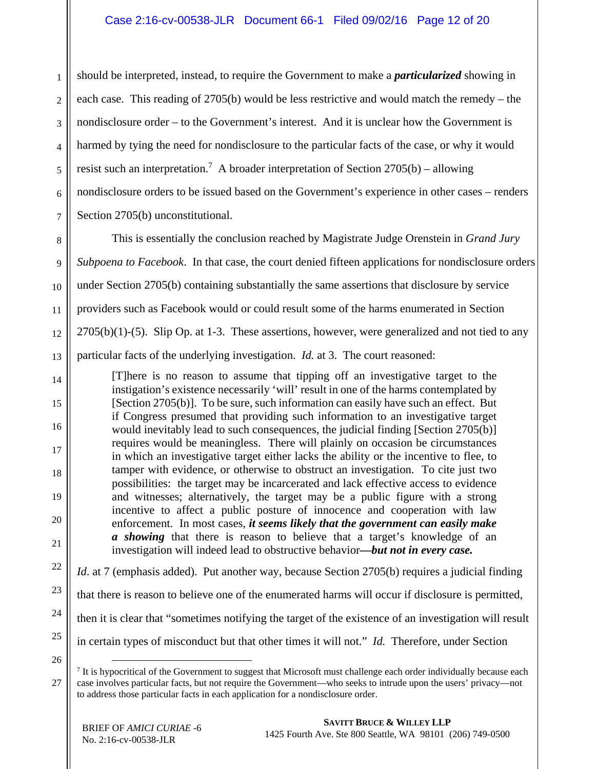should be interpreted, instead, to require the Government to make a ***particularized*** showing in each case. This reading of 2705(b) would be less restrictive and would match the remedy – the nondisclosure order – to the Government's interest. And it is unclear how the Government is harmed by tying the need for nondisclosure to the particular facts of the case, or why it would resist such an interpretation.[7] A broader interpretation of Section 2705(b) – allowing nondisclosure orders to be issued based on the Government's experience in other cases – renders Section 2705(b) unconstitutional.

This is essentially the conclusion reached by Magistrate Judge Orenstein in *Grand Jury Subpoena to Facebook*. In that case, the court denied fifteen applications for nondisclosure orders under Section 2705(b) containing substantially the same assertions that disclosure by service providers such as Facebook would or could result some of the harms enumerated in Section 2705(b)(1)-(5). Slip Op. at 1-3. These assertions, however, were generalized and not tied to any particular facts of the underlying investigation. *Id.* at 3. The court reasoned:

> [T]here is no reason to assume that tipping off an investigative target to the instigation's existence necessarily 'will' result in one of the harms contemplated by [Section 2705(b)]. To be sure, such information can easily have such an effect. But if Congress presumed that providing such information to an investigative target would inevitably lead to such consequences, the judicial finding [Section 2705(b)] requires would be meaningless. There will plainly on occasion be circumstances in which an investigative target either lacks the ability or the incentive to flee, to tamper with evidence, or otherwise to obstruct an investigation. To cite just two possibilities: the target may be incarcerated and lack effective access to evidence and witnesses; alternatively, the target may be a public figure with a strong incentive to affect a public posture of innocence and cooperation with law enforcement. In most cases, ***it seems likely that the government can easily make a showing*** that there is reason to believe that a target's knowledge of an investigation will indeed lead to obstructive behavior***—but not in every case.***

*Id*. at 7 (emphasis added). Put another way, because Section 2705(b) requires a judicial finding that there is reason to believe one of the enumerated harms will occur if disclosure is permitted, then it is clear that "sometimes notifying the target of the existence of an investigation will result in certain types of misconduct but that other times it will not." *Id.* Therefore, under Section

[7] It is hypocritical of the Government to suggest that Microsoft must challenge each order individually because each case involves particular facts, but not require the Government—who seeks to intrude upon the users' privacy—not to address those particular facts in each application for a nondisclosure order.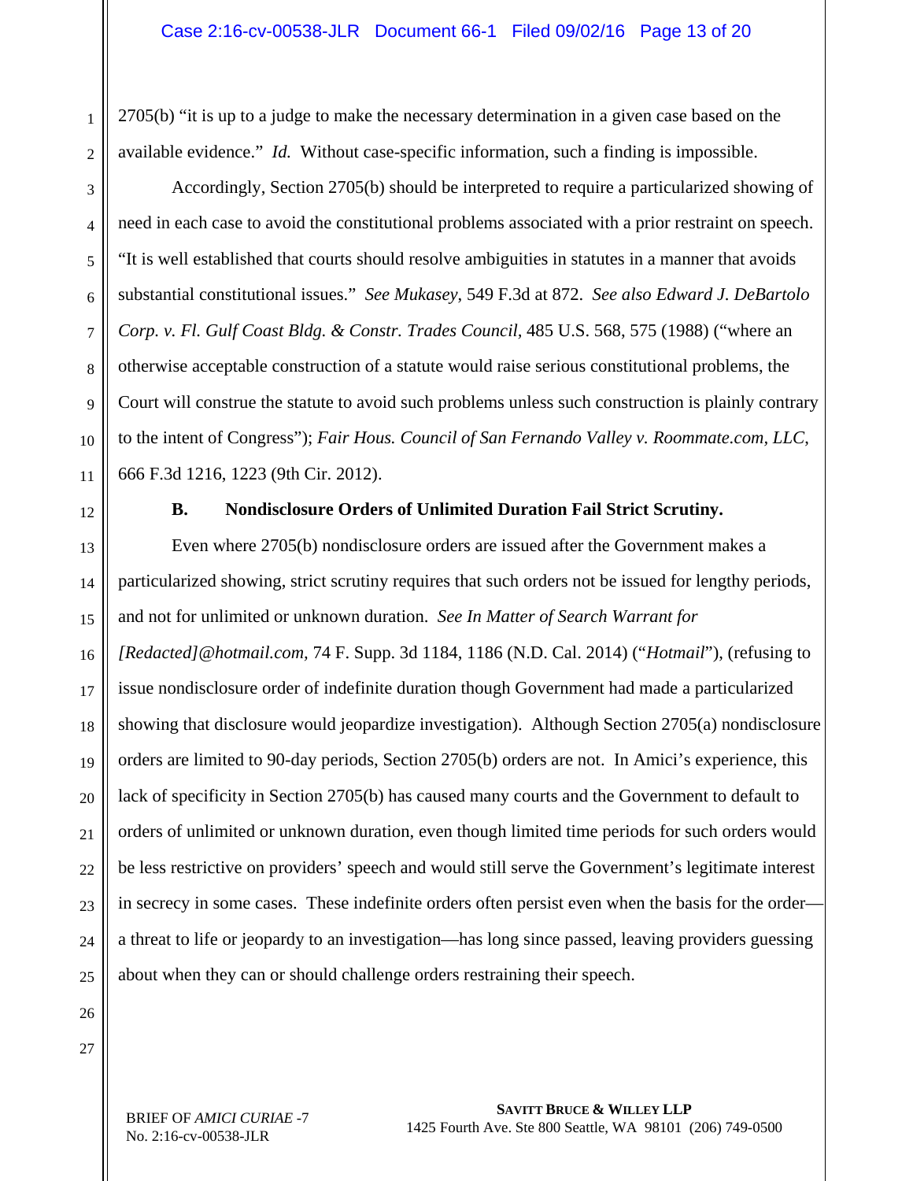2705(b) "it is up to a judge to make the necessary determination in a given case based on the available evidence." *Id.* Without case-specific information, such a finding is impossible.

Accordingly, Section 2705(b) should be interpreted to require a particularized showing of need in each case to avoid the constitutional problems associated with a prior restraint on speech. "It is well established that courts should resolve ambiguities in statutes in a manner that avoids substantial constitutional issues." *See Mukasey*, 549 F.3d at 872. *See also Edward J. DeBartolo Corp. v. Fl. Gulf Coast Bldg. & Constr. Trades Council*, 485 U.S. 568, 575 (1988) ("where an otherwise acceptable construction of a statute would raise serious constitutional problems, the Court will construe the statute to avoid such problems unless such construction is plainly contrary to the intent of Congress"); *Fair Hous. Council of San Fernando Valley v. Roommate.com, LLC*, 666 F.3d 1216, 1223 (9th Cir. 2012).

### B. Nondisclosure Orders of Unlimited Duration Fail Strict Scrutiny.

Even where 2705(b) nondisclosure orders are issued after the Government makes a particularized showing, strict scrutiny requires that such orders not be issued for lengthy periods, and not for unlimited or unknown duration. *See In Matter of Search Warrant for [Redacted]@hotmail.com*, 74 F. Supp. 3d 1184, 1186 (N.D. Cal. 2014) ("*Hotmail*"), (refusing to issue nondisclosure order of indefinite duration though Government had made a particularized showing that disclosure would jeopardize investigation). Although Section 2705(a) nondisclosure orders are limited to 90-day periods, Section 2705(b) orders are not. In Amici's experience, this lack of specificity in Section 2705(b) has caused many courts and the Government to default to orders of unlimited or unknown duration, even though limited time periods for such orders would be less restrictive on providers' speech and would still serve the Government's legitimate interest in secrecy in some cases. These indefinite orders often persist even when the basis for the order—a threat to life or jeopardy to an investigation—has long since passed, leaving providers guessing about when they can or should challenge orders restraining their speech.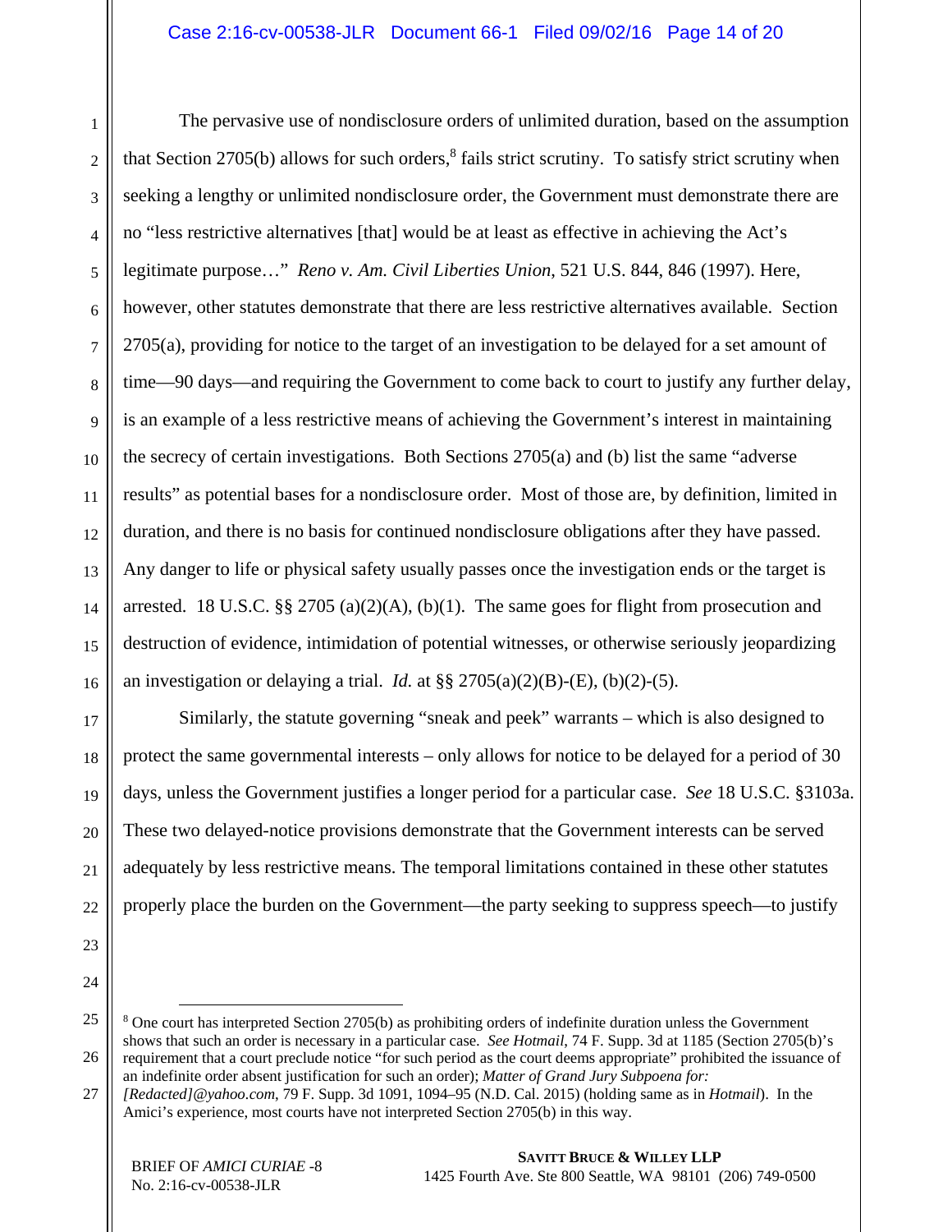The pervasive use of nondisclosure orders of unlimited duration, based on the assumption that Section 2705(b) allows for such orders,[8] fails strict scrutiny. To satisfy strict scrutiny when seeking a lengthy or unlimited nondisclosure order, the Government must demonstrate there are no "less restrictive alternatives [that] would be at least as effective in achieving the Act's legitimate purpose…" *Reno v. Am. Civil Liberties Union*, 521 U.S. 844, 846 (1997). Here, however, other statutes demonstrate that there are less restrictive alternatives available. Section 2705(a), providing for notice to the target of an investigation to be delayed for a set amount of time—90 days—and requiring the Government to come back to court to justify any further delay, is an example of a less restrictive means of achieving the Government's interest in maintaining the secrecy of certain investigations. Both Sections 2705(a) and (b) list the same "adverse results" as potential bases for a nondisclosure order. Most of those are, by definition, limited in duration, and there is no basis for continued nondisclosure obligations after they have passed. Any danger to life or physical safety usually passes once the investigation ends or the target is arrested. 18 U.S.C. §§ 2705 (a)(2)(A), (b)(1). The same goes for flight from prosecution and destruction of evidence, intimidation of potential witnesses, or otherwise seriously jeopardizing an investigation or delaying a trial. *Id.* at §§ 2705(a)(2)(B)-(E), (b)(2)-(5).

Similarly, the statute governing "sneak and peek" warrants – which is also designed to protect the same governmental interests – only allows for notice to be delayed for a period of 30 days, unless the Government justifies a longer period for a particular case. *See* 18 U.S.C. §3103a. These two delayed-notice provisions demonstrate that the Government interests can be served adequately by less restrictive means. The temporal limitations contained in these other statutes properly place the burden on the Government—the party seeking to suppress speech—to justify

---

[8] One court has interpreted Section 2705(b) as prohibiting orders of indefinite duration unless the Government shows that such an order is necessary in a particular case. *See Hotmail*, 74 F. Supp. 3d at 1185 (Section 2705(b)'s requirement that a court preclude notice "for such period as the court deems appropriate" prohibited the issuance of an indefinite order absent justification for such an order); *Matter of Grand Jury Subpoena for: [Redacted]@yahoo.com*, 79 F. Supp. 3d 1091, 1094–95 (N.D. Cal. 2015) (holding same as in *Hotmail*). In the Amici's experience, most courts have not interpreted Section 2705(b) in this way.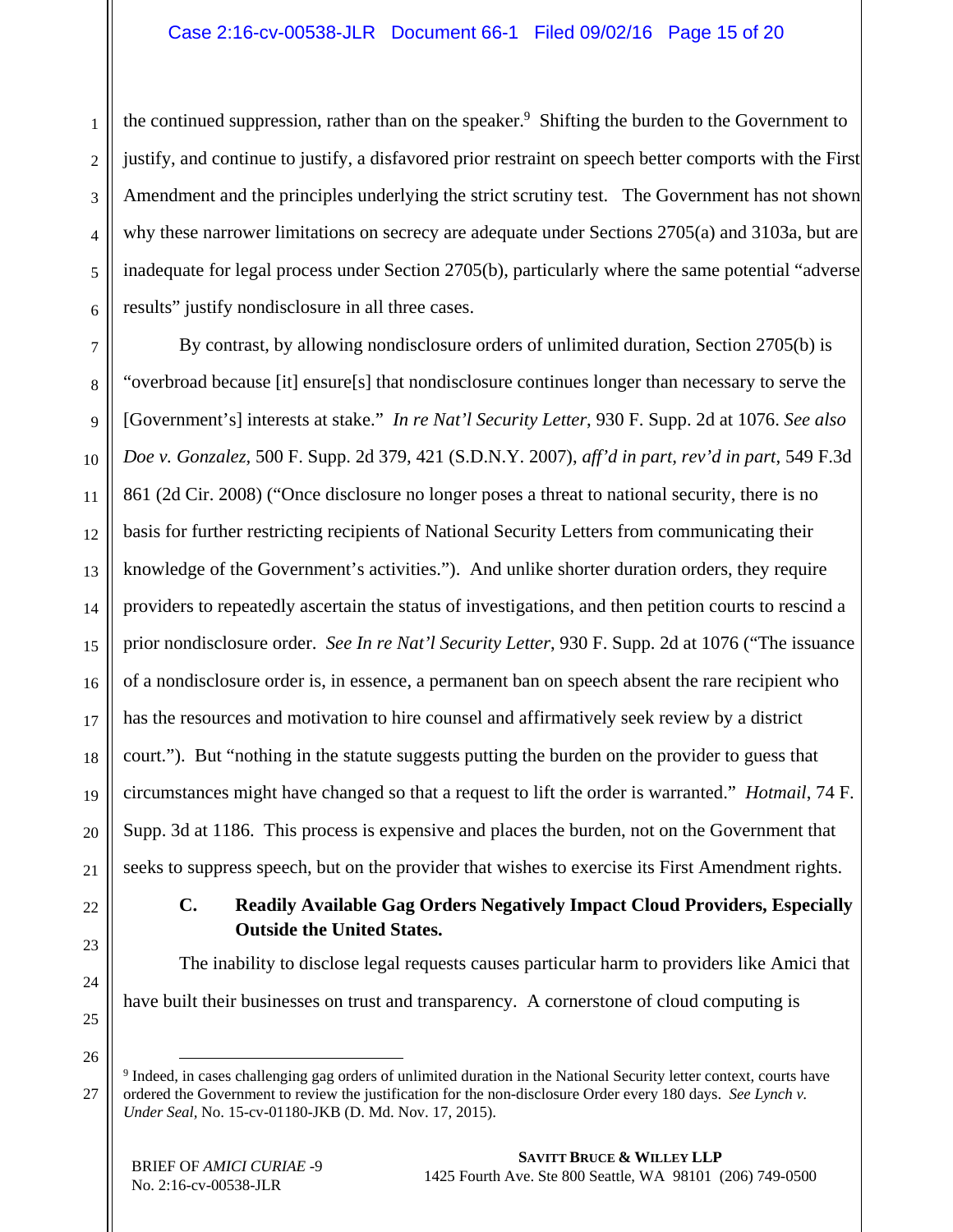the continued suppression, rather than on the speaker.[9] Shifting the burden to the Government to justify, and continue to justify, a disfavored prior restraint on speech better comports with the First Amendment and the principles underlying the strict scrutiny test. The Government has not shown why these narrower limitations on secrecy are adequate under Sections 2705(a) and 3103a, but are inadequate for legal process under Section 2705(b), particularly where the same potential "adverse results" justify nondisclosure in all three cases.

By contrast, by allowing nondisclosure orders of unlimited duration, Section 2705(b) is "overbroad because [it] ensure[s] that nondisclosure continues longer than necessary to serve the [Government's] interests at stake." *In re Nat'l Security Letter*, 930 F. Supp. 2d at 1076. *See also Doe v. Gonzalez,* 500 F. Supp. 2d 379, 421 (S.D.N.Y. 2007), *aff'd in part, rev'd in part*, 549 F.3d 861 (2d Cir. 2008) ("Once disclosure no longer poses a threat to national security, there is no basis for further restricting recipients of National Security Letters from communicating their knowledge of the Government's activities."). And unlike shorter duration orders, they require providers to repeatedly ascertain the status of investigations, and then petition courts to rescind a prior nondisclosure order. *See In re Nat'l Security Letter*, 930 F. Supp. 2d at 1076 ("The issuance of a nondisclosure order is, in essence, a permanent ban on speech absent the rare recipient who has the resources and motivation to hire counsel and affirmatively seek review by a district court."). But "nothing in the statute suggests putting the burden on the provider to guess that circumstances might have changed so that a request to lift the order is warranted." *Hotmail*, 74 F. Supp. 3d at 1186. This process is expensive and places the burden, not on the Government that seeks to suppress speech, but on the provider that wishes to exercise its First Amendment rights.

### C. Readily Available Gag Orders Negatively Impact Cloud Providers, Especially Outside the United States.

The inability to disclose legal requests causes particular harm to providers like Amici that have built their businesses on trust and transparency. A cornerstone of cloud computing is

---

[9] Indeed, in cases challenging gag orders of unlimited duration in the National Security letter context, courts have ordered the Government to review the justification for the non-disclosure Order every 180 days. *See Lynch v. Under Seal*, No. 15-cv-01180-JKB (D. Md. Nov. 17, 2015).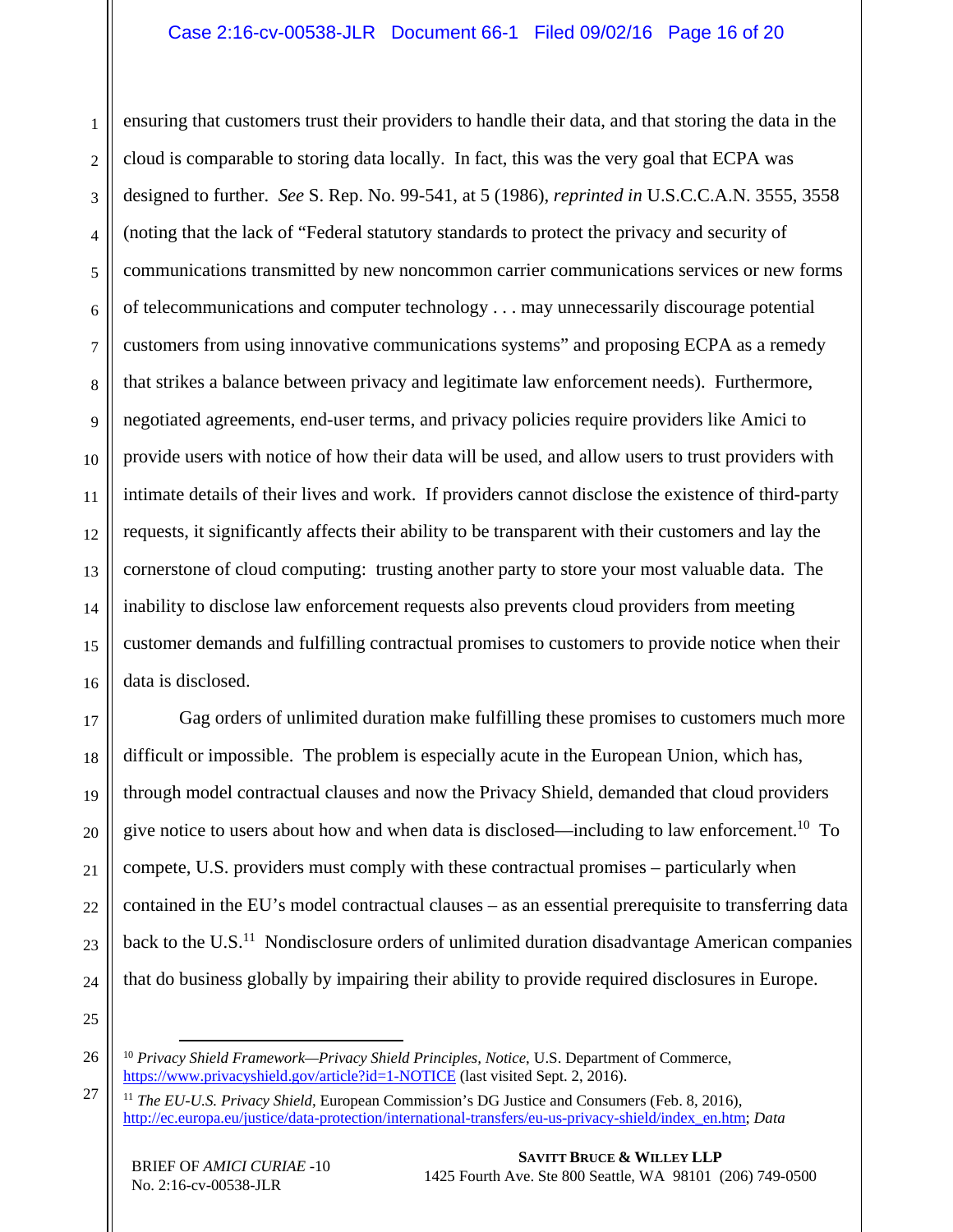ensuring that customers trust their providers to handle their data, and that storing the data in the cloud is comparable to storing data locally. In fact, this was the very goal that ECPA was designed to further. *See* S. Rep. No. 99-541, at 5 (1986), *reprinted in* U.S.C.C.A.N. 3555, 3558 (noting that the lack of "Federal statutory standards to protect the privacy and security of communications transmitted by new noncommon carrier communications services or new forms of telecommunications and computer technology . . . may unnecessarily discourage potential customers from using innovative communications systems" and proposing ECPA as a remedy that strikes a balance between privacy and legitimate law enforcement needs). Furthermore, negotiated agreements, end-user terms, and privacy policies require providers like Amici to provide users with notice of how their data will be used, and allow users to trust providers with intimate details of their lives and work. If providers cannot disclose the existence of third-party requests, it significantly affects their ability to be transparent with their customers and lay the cornerstone of cloud computing: trusting another party to store your most valuable data. The inability to disclose law enforcement requests also prevents cloud providers from meeting customer demands and fulfilling contractual promises to customers to provide notice when their data is disclosed.

Gag orders of unlimited duration make fulfilling these promises to customers much more difficult or impossible. The problem is especially acute in the European Union, which has, through model contractual clauses and now the Privacy Shield, demanded that cloud providers give notice to users about how and when data is disclosed—including to law enforcement.[10] To compete, U.S. providers must comply with these contractual promises – particularly when contained in the EU's model contractual clauses – as an essential prerequisite to transferring data back to the U.S.[11] Nondisclosure orders of unlimited duration disadvantage American companies that do business globally by impairing their ability to provide required disclosures in Europe.

---

[10] *Privacy Shield Framework—Privacy Shield Principles, Notice*, U.S. Department of Commerce, https://www.privacyshield.gov/article?id=1-NOTICE (last visited Sept. 2, 2016).

[11] *The EU-U.S. Privacy Shield*, European Commission's DG Justice and Consumers (Feb. 8, 2016), http://ec.europa.eu/justice/data-protection/international-transfers/eu-us-privacy-shield/index_en.htm; *Data*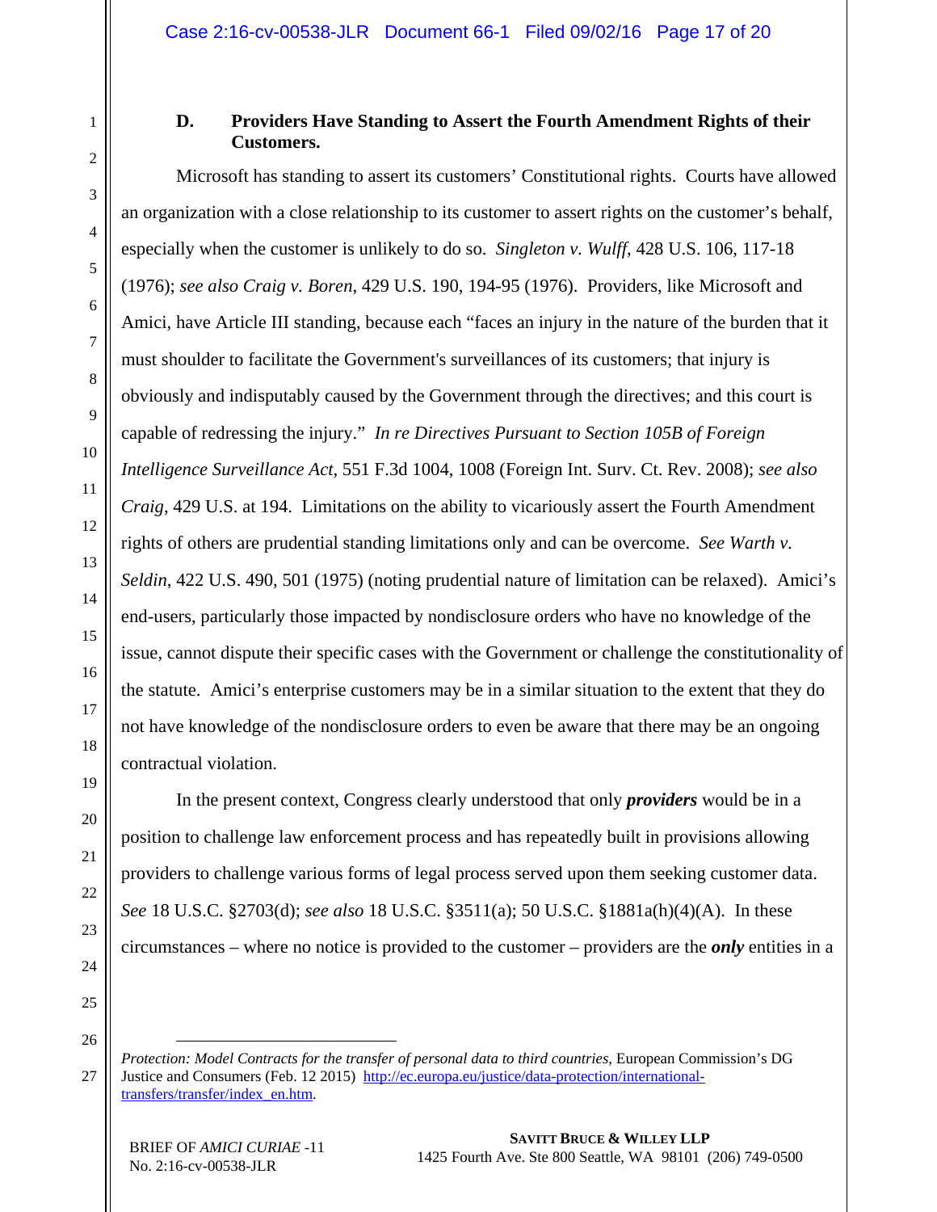### D. Providers Have Standing to Assert the Fourth Amendment Rights of their Customers.

Microsoft has standing to assert its customers' Constitutional rights. Courts have allowed an organization with a close relationship to its customer to assert rights on the customer's behalf, especially when the customer is unlikely to do so. *Singleton v. Wulff*, 428 U.S. 106, 117-18 (1976); *see also Craig v. Boren*, 429 U.S. 190, 194-95 (1976). Providers, like Microsoft and Amici, have Article III standing, because each "faces an injury in the nature of the burden that it must shoulder to facilitate the Government's surveillances of its customers; that injury is obviously and indisputably caused by the Government through the directives; and this court is capable of redressing the injury." *In re Directives Pursuant to Section 105B of Foreign Intelligence Surveillance Act*, 551 F.3d 1004, 1008 (Foreign Int. Surv. Ct. Rev. 2008); *see also Craig*, 429 U.S. at 194. Limitations on the ability to vicariously assert the Fourth Amendment rights of others are prudential standing limitations only and can be overcome. *See Warth v. Seldin*, 422 U.S. 490, 501 (1975) (noting prudential nature of limitation can be relaxed). Amici's end-users, particularly those impacted by nondisclosure orders who have no knowledge of the issue, cannot dispute their specific cases with the Government or challenge the constitutionality of the statute. Amici's enterprise customers may be in a similar situation to the extent that they do not have knowledge of the nondisclosure orders to even be aware that there may be an ongoing contractual violation.

In the present context, Congress clearly understood that only ***providers*** would be in a position to challenge law enforcement process and has repeatedly built in provisions allowing providers to challenge various forms of legal process served upon them seeking customer data. *See* 18 U.S.C. §2703(d); *see also* 18 U.S.C. §3511(a); 50 U.S.C. §1881a(h)(4)(A). In these circumstances – where no notice is provided to the customer – providers are the ***only*** entities in a

---

*Protection: Model Contracts for the transfer of personal data to third countries*, European Commission's DG Justice and Consumers (Feb. 12 2015) http://ec.europa.eu/justice/data-protection/international-transfers/transfer/index_en.htm.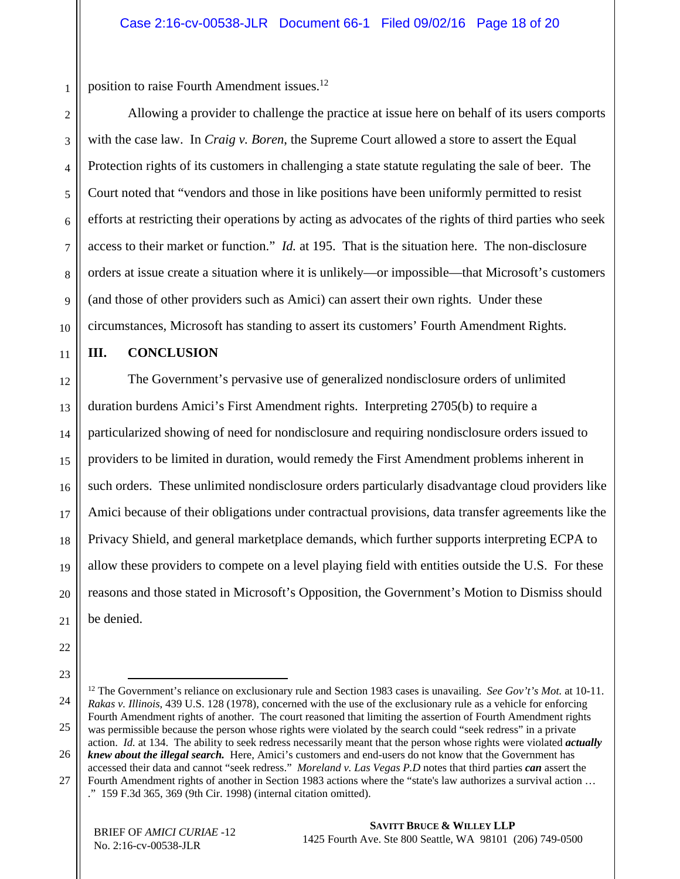position to raise Fourth Amendment issues.[12]

Allowing a provider to challenge the practice at issue here on behalf of its users comports with the case law. In *Craig v. Boren*, the Supreme Court allowed a store to assert the Equal Protection rights of its customers in challenging a state statute regulating the sale of beer. The Court noted that "vendors and those in like positions have been uniformly permitted to resist efforts at restricting their operations by acting as advocates of the rights of third parties who seek access to their market or function." *Id.* at 195. That is the situation here. The non-disclosure orders at issue create a situation where it is unlikely—or impossible—that Microsoft's customers (and those of other providers such as Amici) can assert their own rights. Under these circumstances, Microsoft has standing to assert its customers' Fourth Amendment Rights.

## III. CONCLUSION

The Government's pervasive use of generalized nondisclosure orders of unlimited duration burdens Amici's First Amendment rights. Interpreting 2705(b) to require a particularized showing of need for nondisclosure and requiring nondisclosure orders issued to providers to be limited in duration, would remedy the First Amendment problems inherent in such orders. These unlimited nondisclosure orders particularly disadvantage cloud providers like Amici because of their obligations under contractual provisions, data transfer agreements like the Privacy Shield, and general marketplace demands, which further supports interpreting ECPA to allow these providers to compete on a level playing field with entities outside the U.S. For these reasons and those stated in Microsoft's Opposition, the Government's Motion to Dismiss should be denied.

---

[12] The Government's reliance on exclusionary rule and Section 1983 cases is unavailing. *See Gov't's Mot.* at 10-11. *Rakas v. Illinois*, 439 U.S. 128 (1978), concerned with the use of the exclusionary rule as a vehicle for enforcing Fourth Amendment rights of another. The court reasoned that limiting the assertion of Fourth Amendment rights was permissible because the person whose rights were violated by the search could "seek redress" in a private action. *Id.* at 134. The ability to seek redress necessarily meant that the person whose rights were violated ***actually knew about the illegal search.*** Here, Amici's customers and end-users do not know that the Government has accessed their data and cannot "seek redress." *Moreland v. Las Vegas P.D* notes that third parties ***can*** assert the Fourth Amendment rights of another in Section 1983 actions where the "state's law authorizes a survival action … ." 159 F.3d 365, 369 (9th Cir. 1998) (internal citation omitted).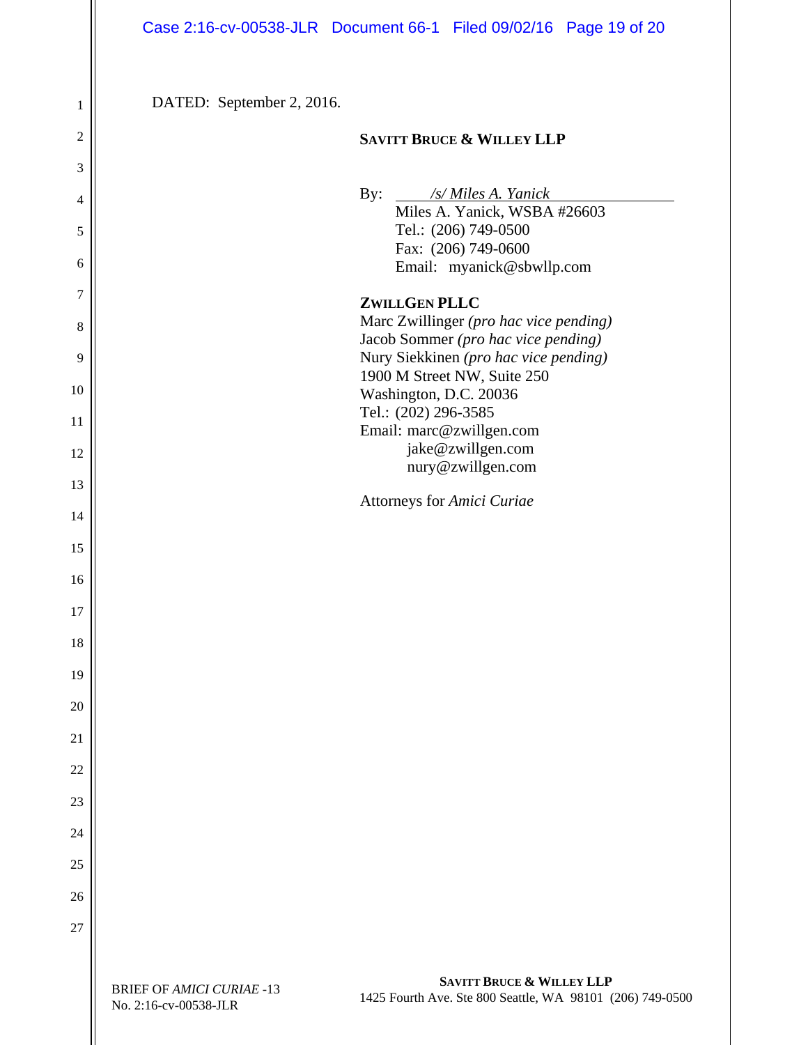DATED: September 2, 2016.

**SAVITT BRUCE & WILLEY LLP**

By: *_/s/ Miles A. Yanick_*
Miles A. Yanick, WSBA #26603
Tel.: (206) 749-0500
Fax: (206) 749-0600
Email: myanick@sbwllp.com

**ZWILLGEN PLLC**
Marc Zwillinger *(pro hac vice pending)*
Jacob Sommer *(pro hac vice pending)*
Nury Siekkinen *(pro hac vice pending)*
1900 M Street NW, Suite 250
Washington, D.C. 20036
Tel.: (202) 296-3585
Email: marc@zwillgen.com
jake@zwillgen.com
nury@zwillgen.com

Attorneys for *Amici Curiae*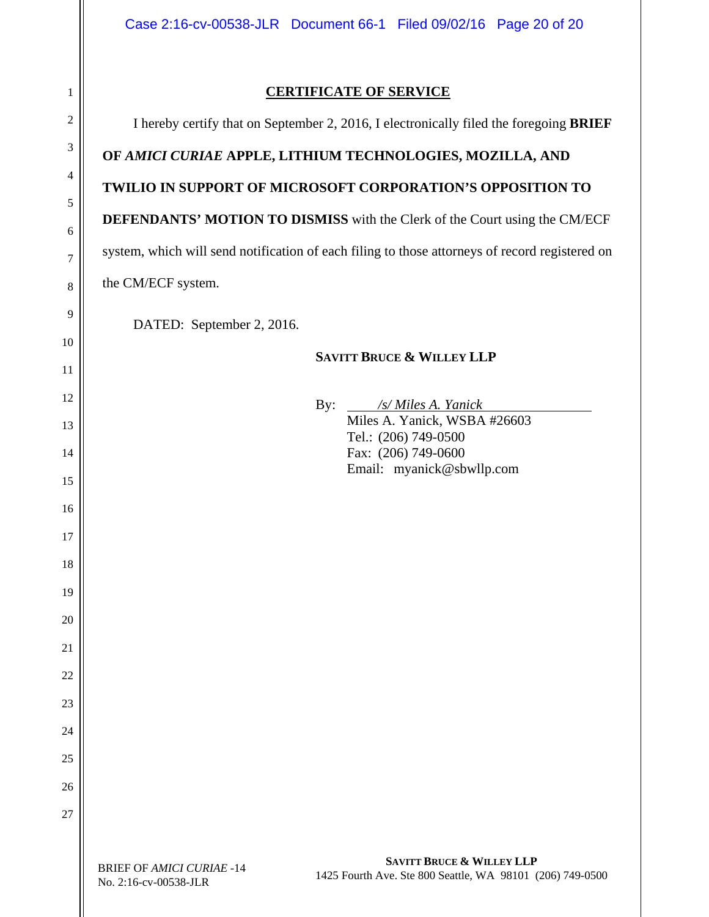## CERTIFICATE OF SERVICE

I hereby certify that on September 2, 2016, I electronically filed the foregoing **BRIEF OF *AMICI CURIAE* APPLE, LITHIUM TECHNOLOGIES, MOZILLA, AND TWILIO IN SUPPORT OF MICROSOFT CORPORATION'S OPPOSITION TO DEFENDANTS' MOTION TO DISMISS** with the Clerk of the Court using the CM/ECF system, which will send notification of each filing to those attorneys of record registered on the CM/ECF system.

DATED: September 2, 2016.

**SAVITT BRUCE & WILLEY LLP**

By: *_/s/ Miles A. Yanick_*
Miles A. Yanick, WSBA #26603
Tel.: (206) 749-0500
Fax: (206) 749-0600
Email: myanick@sbwllp.com